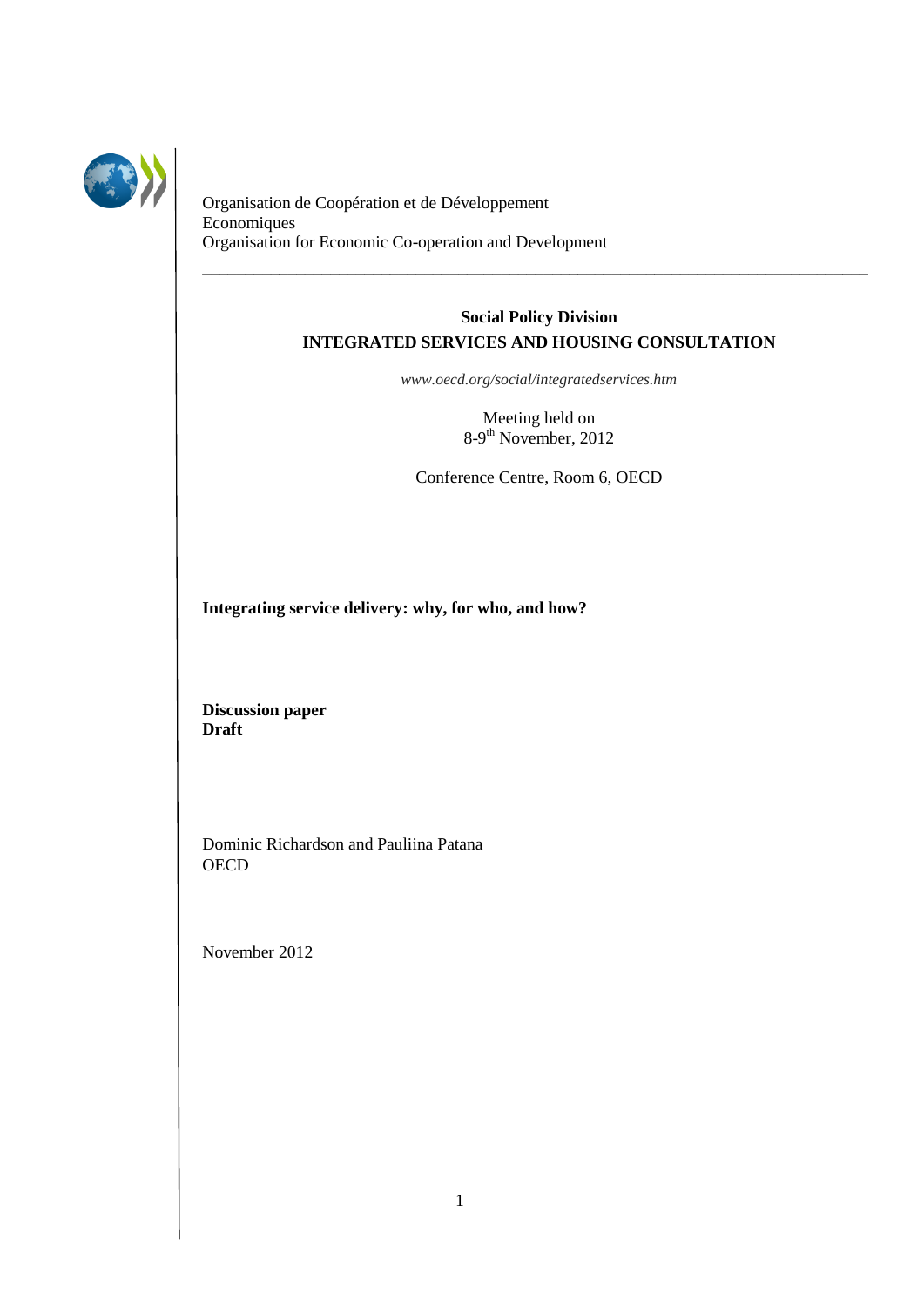Organisation de Coopération et de Développement Economiques
Organisation for Economic Co-operation and Development

---

**Social Policy Division**
**INTEGRATED SERVICES AND HOUSING CONSULTATION**

*www.oecd.org/social/integratedservices.htm*

Meeting held on
8-9th November, 2012

Conference Centre, Room 6, OECD

**Integrating service delivery: why, for who, and how?**

**Discussion paper**
**Draft**

Dominic Richardson and Pauliina Patana
OECD

November 2012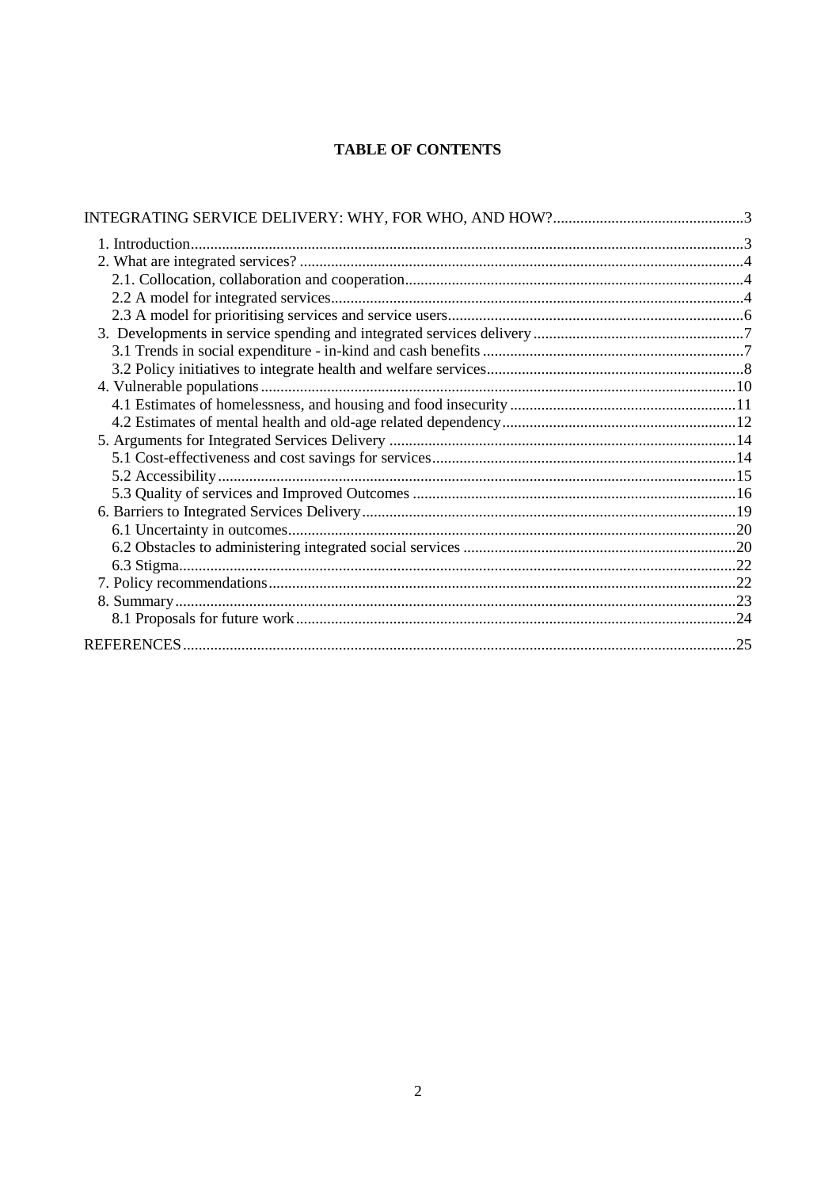**TABLE OF CONTENTS**

INTEGRATING SERVICE DELIVERY: WHY, FOR WHO, AND HOW? ..... 3

- 1. Introduction ..... 3
- 2. What are integrated services? ..... 4
  - 2.1. Collocation, collaboration and cooperation ..... 4
  - 2.2 A model for integrated services ..... 4
  - 2.3 A model for prioritising services and service users ..... 6
- 3. Developments in service spending and integrated services delivery ..... 7
  - 3.1 Trends in social expenditure - in-kind and cash benefits ..... 7
  - 3.2 Policy initiatives to integrate health and welfare services ..... 8
- 4. Vulnerable populations ..... 10
  - 4.1 Estimates of homelessness, and housing and food insecurity ..... 11
  - 4.2 Estimates of mental health and old-age related dependency ..... 12
- 5. Arguments for Integrated Services Delivery ..... 14
  - 5.1 Cost-effectiveness and cost savings for services ..... 14
  - 5.2 Accessibility ..... 15
  - 5.3 Quality of services and Improved Outcomes ..... 16
- 6. Barriers to Integrated Services Delivery ..... 19
  - 6.1 Uncertainty in outcomes ..... 20
  - 6.2 Obstacles to administering integrated social services ..... 20
  - 6.3 Stigma ..... 22
- 7. Policy recommendations ..... 22
- 8. Summary ..... 23
  - 8.1 Proposals for future work ..... 24

REFERENCES ..... 25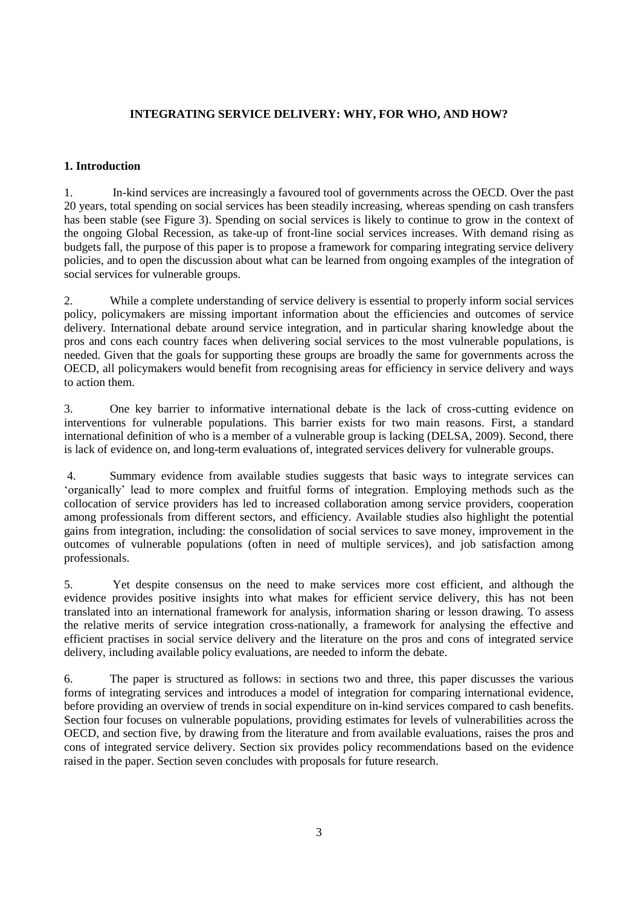# INTEGRATING SERVICE DELIVERY: WHY, FOR WHO, AND HOW?

## 1. Introduction

1. In-kind services are increasingly a favoured tool of governments across the OECD. Over the past 20 years, total spending on social services has been steadily increasing, whereas spending on cash transfers has been stable (see Figure 3). Spending on social services is likely to continue to grow in the context of the ongoing Global Recession, as take-up of front-line social services increases. With demand rising as budgets fall, the purpose of this paper is to propose a framework for comparing integrating service delivery policies, and to open the discussion about what can be learned from ongoing examples of the integration of social services for vulnerable groups.

2. While a complete understanding of service delivery is essential to properly inform social services policy, policymakers are missing important information about the efficiencies and outcomes of service delivery. International debate around service integration, and in particular sharing knowledge about the pros and cons each country faces when delivering social services to the most vulnerable populations, is needed. Given that the goals for supporting these groups are broadly the same for governments across the OECD, all policymakers would benefit from recognising areas for efficiency in service delivery and ways to action them.

3. One key barrier to informative international debate is the lack of cross-cutting evidence on interventions for vulnerable populations. This barrier exists for two main reasons. First, a standard international definition of who is a member of a vulnerable group is lacking (DELSA, 2009). Second, there is lack of evidence on, and long-term evaluations of, integrated services delivery for vulnerable groups.

4. Summary evidence from available studies suggests that basic ways to integrate services can 'organically' lead to more complex and fruitful forms of integration. Employing methods such as the collocation of service providers has led to increased collaboration among service providers, cooperation among professionals from different sectors, and efficiency. Available studies also highlight the potential gains from integration, including: the consolidation of social services to save money, improvement in the outcomes of vulnerable populations (often in need of multiple services), and job satisfaction among professionals.

5. Yet despite consensus on the need to make services more cost efficient, and although the evidence provides positive insights into what makes for efficient service delivery, this has not been translated into an international framework for analysis, information sharing or lesson drawing. To assess the relative merits of service integration cross-nationally, a framework for analysing the effective and efficient practises in social service delivery and the literature on the pros and cons of integrated service delivery, including available policy evaluations, are needed to inform the debate.

6. The paper is structured as follows: in sections two and three, this paper discusses the various forms of integrating services and introduces a model of integration for comparing international evidence, before providing an overview of trends in social expenditure on in-kind services compared to cash benefits. Section four focuses on vulnerable populations, providing estimates for levels of vulnerabilities across the OECD, and section five, by drawing from the literature and from available evaluations, raises the pros and cons of integrated service delivery. Section six provides policy recommendations based on the evidence raised in the paper. Section seven concludes with proposals for future research.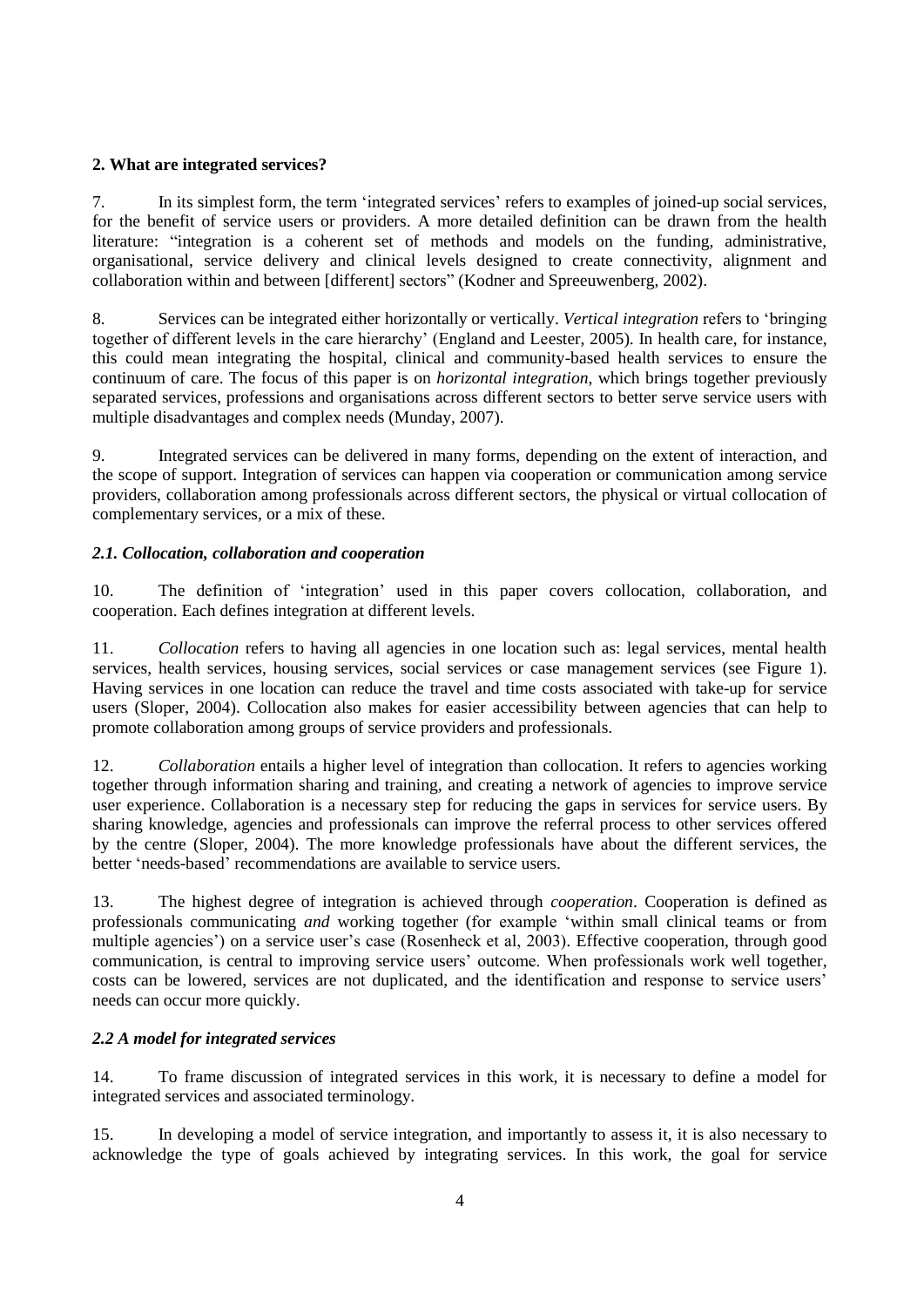## 2. What are integrated services?

7. In its simplest form, the term 'integrated services' refers to examples of joined-up social services, for the benefit of service users or providers. A more detailed definition can be drawn from the health literature: "integration is a coherent set of methods and models on the funding, administrative, organisational, service delivery and clinical levels designed to create connectivity, alignment and collaboration within and between [different] sectors" (Kodner and Spreeuwenberg, 2002).

8. Services can be integrated either horizontally or vertically. *Vertical integration* refers to 'bringing together of different levels in the care hierarchy' (England and Leester, 2005). In health care, for instance, this could mean integrating the hospital, clinical and community-based health services to ensure the continuum of care. The focus of this paper is on *horizontal integration*, which brings together previously separated services, professions and organisations across different sectors to better serve service users with multiple disadvantages and complex needs (Munday, 2007).

9. Integrated services can be delivered in many forms, depending on the extent of interaction, and the scope of support. Integration of services can happen via cooperation or communication among service providers, collaboration among professionals across different sectors, the physical or virtual collocation of complementary services, or a mix of these.

### *2.1. Collocation, collaboration and cooperation*

10. The definition of 'integration' used in this paper covers collocation, collaboration, and cooperation. Each defines integration at different levels.

11. *Collocation* refers to having all agencies in one location such as: legal services, mental health services, health services, housing services, social services or case management services (see Figure 1). Having services in one location can reduce the travel and time costs associated with take-up for service users (Sloper, 2004). Collocation also makes for easier accessibility between agencies that can help to promote collaboration among groups of service providers and professionals.

12. *Collaboration* entails a higher level of integration than collocation. It refers to agencies working together through information sharing and training, and creating a network of agencies to improve service user experience. Collaboration is a necessary step for reducing the gaps in services for service users. By sharing knowledge, agencies and professionals can improve the referral process to other services offered by the centre (Sloper, 2004). The more knowledge professionals have about the different services, the better 'needs-based' recommendations are available to service users.

13. The highest degree of integration is achieved through *cooperation*. Cooperation is defined as professionals communicating *and* working together (for example 'within small clinical teams or from multiple agencies') on a service user's case (Rosenheck et al, 2003). Effective cooperation, through good communication, is central to improving service users' outcome. When professionals work well together, costs can be lowered, services are not duplicated, and the identification and response to service users' needs can occur more quickly.

### *2.2 A model for integrated services*

14. To frame discussion of integrated services in this work, it is necessary to define a model for integrated services and associated terminology.

15. In developing a model of service integration, and importantly to assess it, it is also necessary to acknowledge the type of goals achieved by integrating services. In this work, the goal for service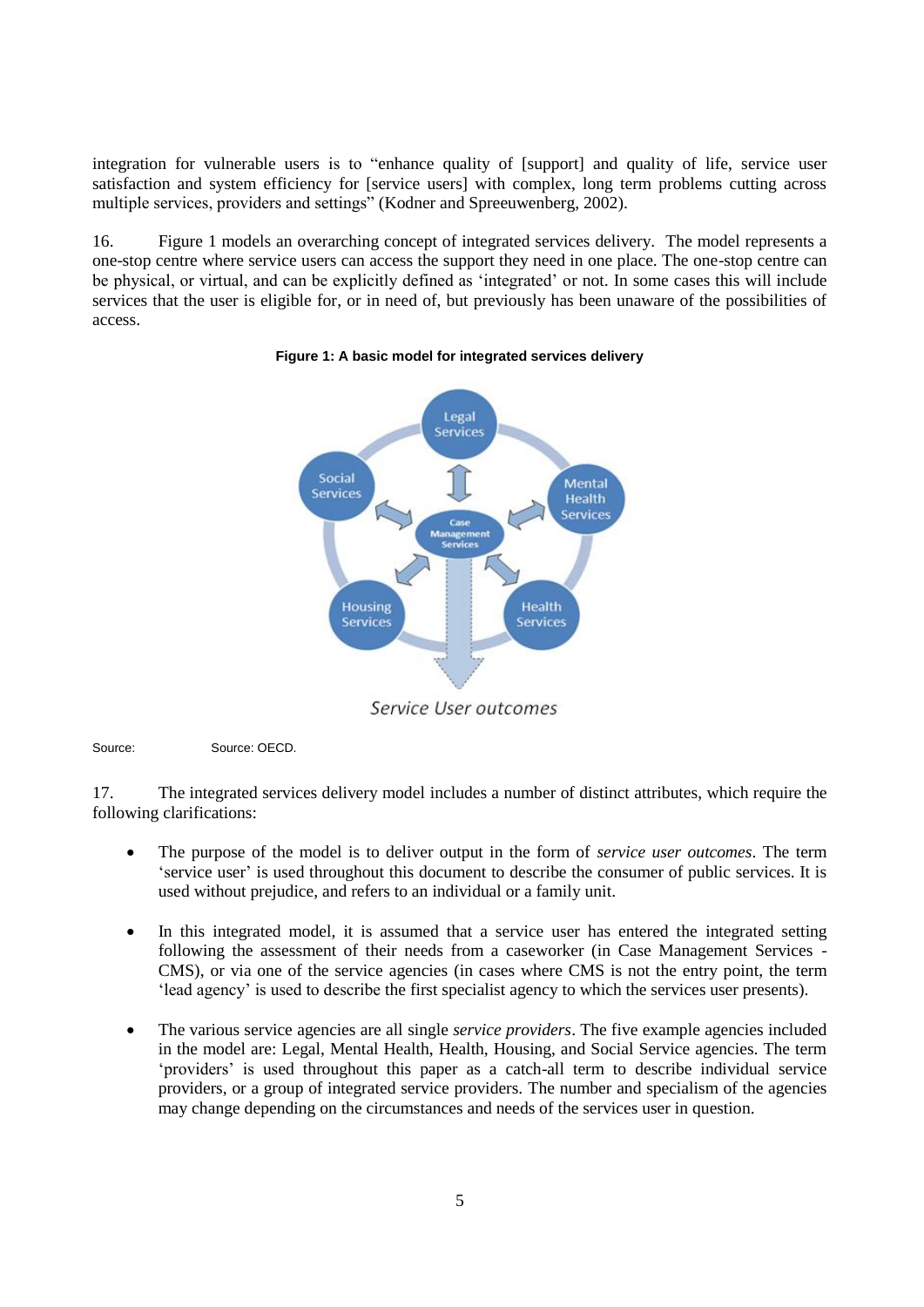integration for vulnerable users is to "enhance quality of [support] and quality of life, service user satisfaction and system efficiency for [service users] with complex, long term problems cutting across multiple services, providers and settings" (Kodner and Spreeuwenberg, 2002).

16. Figure 1 models an overarching concept of integrated services delivery. The model represents a one-stop centre where service users can access the support they need in one place. The one-stop centre can be physical, or virtual, and can be explicitly defined as 'integrated' or not. In some cases this will include services that the user is eligible for, or in need of, but previously has been unaware of the possibilities of access.

**Figure 1: A basic model for integrated services delivery**

Source: Source: OECD.

17. The integrated services delivery model includes a number of distinct attributes, which require the following clarifications:

- The purpose of the model is to deliver output in the form of *service user outcomes*. The term 'service user' is used throughout this document to describe the consumer of public services. It is used without prejudice, and refers to an individual or a family unit.

- In this integrated model, it is assumed that a service user has entered the integrated setting following the assessment of their needs from a caseworker (in Case Management Services - CMS), or via one of the service agencies (in cases where CMS is not the entry point, the term 'lead agency' is used to describe the first specialist agency to which the services user presents).

- The various service agencies are all single *service providers*. The five example agencies included in the model are: Legal, Mental Health, Health, Housing, and Social Service agencies. The term 'providers' is used throughout this paper as a catch-all term to describe individual service providers, or a group of integrated service providers. The number and specialism of the agencies may change depending on the circumstances and needs of the services user in question.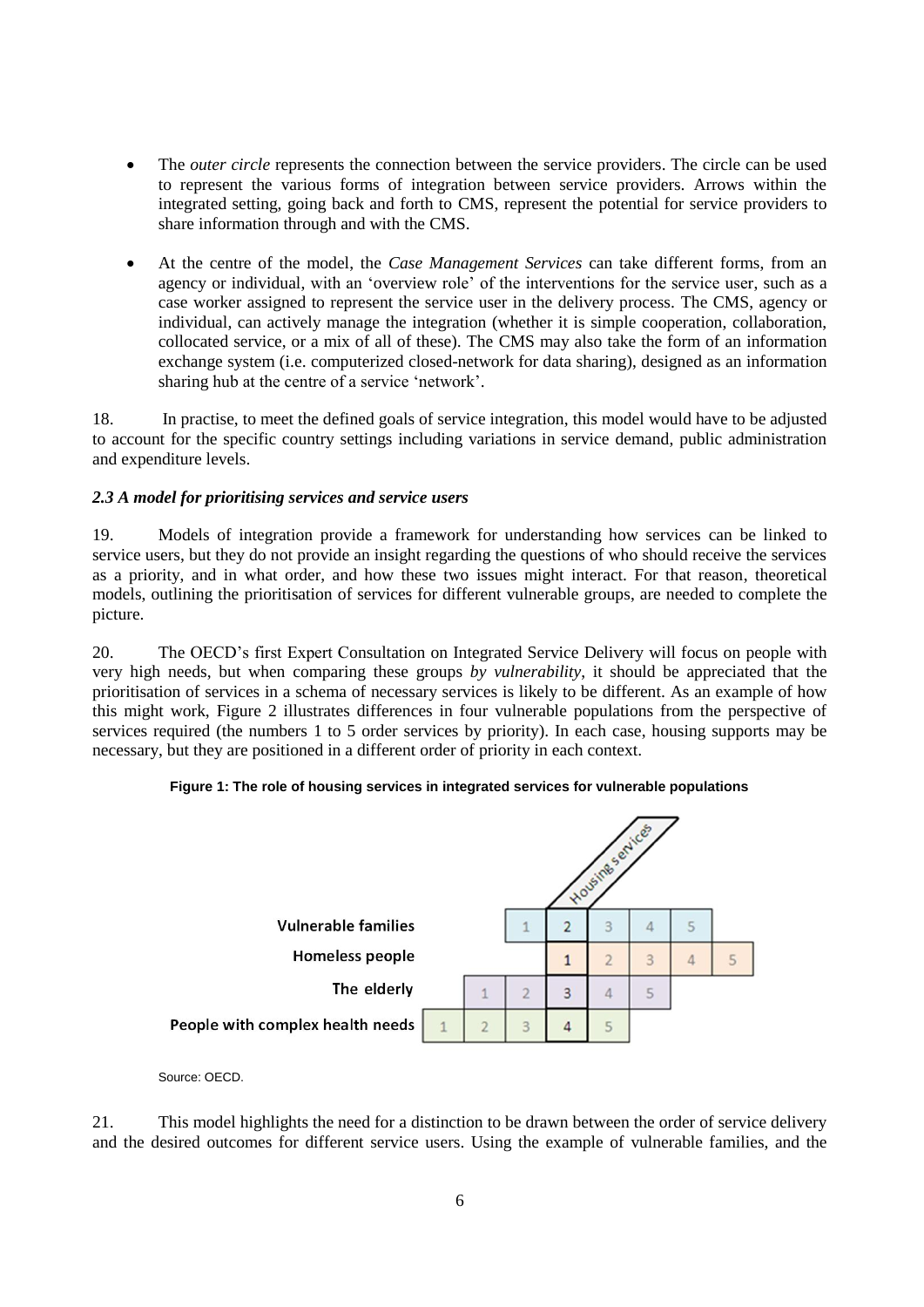- The *outer circle* represents the connection between the service providers. The circle can be used to represent the various forms of integration between service providers. Arrows within the integrated setting, going back and forth to CMS, represent the potential for service providers to share information through and with the CMS.

- At the centre of the model, the *Case Management Services* can take different forms, from an agency or individual, with an 'overview role' of the interventions for the service user, such as a case worker assigned to represent the service user in the delivery process. The CMS, agency or individual, can actively manage the integration (whether it is simple cooperation, collaboration, collocated service, or a mix of all of these). The CMS may also take the form of an information exchange system (i.e. computerized closed-network for data sharing), designed as an information sharing hub at the centre of a service 'network'.

18. In practise, to meet the defined goals of service integration, this model would have to be adjusted to account for the specific country settings including variations in service demand, public administration and expenditure levels.

### *2.3 A model for prioritising services and service users*

19. Models of integration provide a framework for understanding how services can be linked to service users, but they do not provide an insight regarding the questions of who should receive the services as a priority, and in what order, and how these two issues might interact. For that reason, theoretical models, outlining the prioritisation of services for different vulnerable groups, are needed to complete the picture.

20. The OECD's first Expert Consultation on Integrated Service Delivery will focus on people with very high needs, but when comparing these groups *by vulnerability*, it should be appreciated that the prioritisation of services in a schema of necessary services is likely to be different. As an example of how this might work, Figure 2 illustrates differences in four vulnerable populations from the perspective of services required (the numbers 1 to 5 order services by priority). In each case, housing supports may be necessary, but they are positioned in a different order of priority in each context.

**Figure 1: The role of housing services in integrated services for vulnerable populations**

| | | | | Housing services | | | | |
|---|---|---|---|---|---|---|---|---|
| Vulnerable families | | | 1 | 2 | 3 | 4 | 5 | |
| Homeless people | | | | 1 | 2 | 3 | 4 | 5 |
| The elderly | | 1 | 2 | 3 | 4 | 5 | | |
| People with complex health needs | 1 | 2 | 3 | 4 | 5 | | | |

Source: OECD.

21. This model highlights the need for a distinction to be drawn between the order of service delivery and the desired outcomes for different service users. Using the example of vulnerable families, and the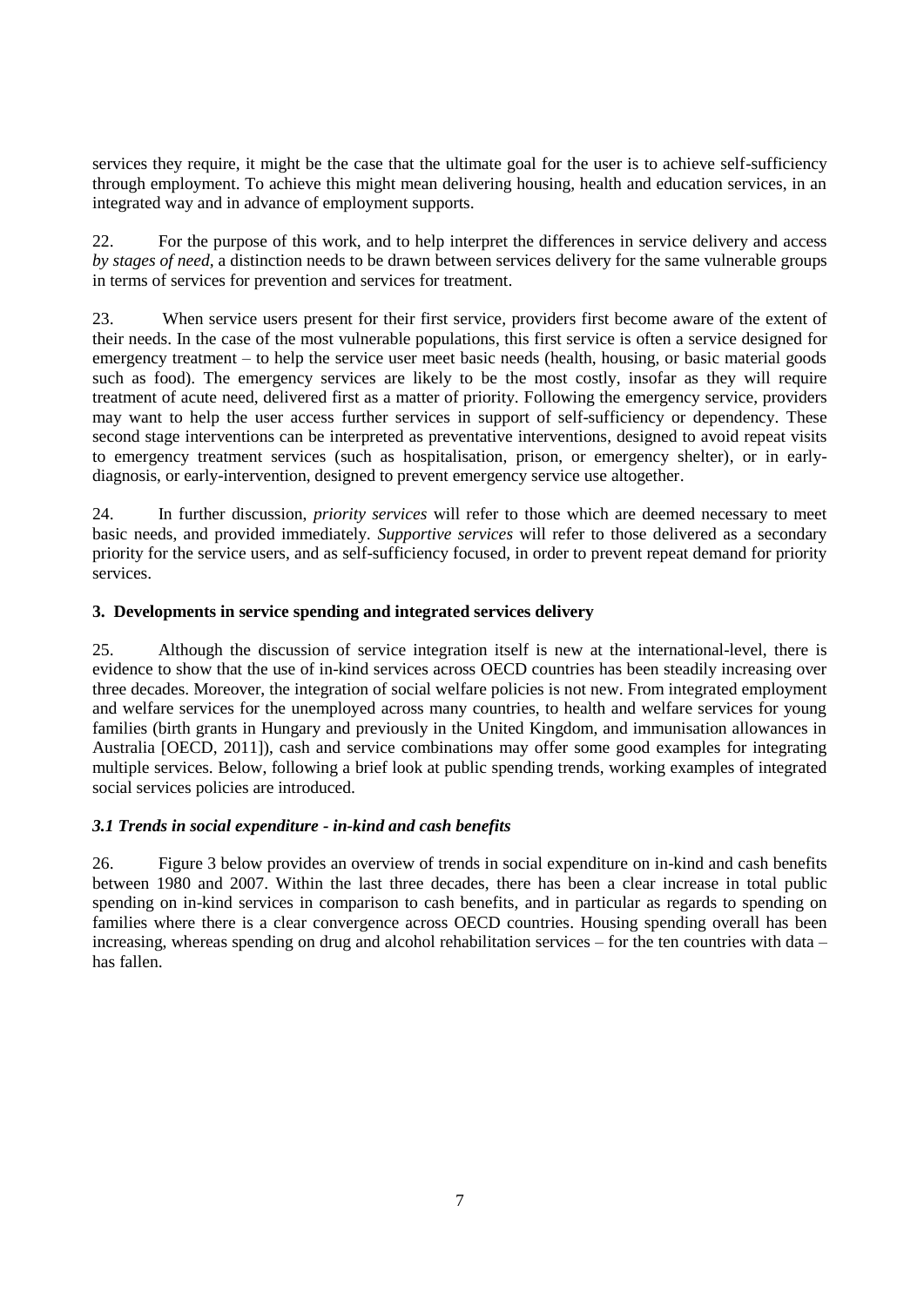services they require, it might be the case that the ultimate goal for the user is to achieve self-sufficiency through employment. To achieve this might mean delivering housing, health and education services, in an integrated way and in advance of employment supports.

22. For the purpose of this work, and to help interpret the differences in service delivery and access *by stages of need*, a distinction needs to be drawn between services delivery for the same vulnerable groups in terms of services for prevention and services for treatment.

23. When service users present for their first service, providers first become aware of the extent of their needs. In the case of the most vulnerable populations, this first service is often a service designed for emergency treatment – to help the service user meet basic needs (health, housing, or basic material goods such as food). The emergency services are likely to be the most costly, insofar as they will require treatment of acute need, delivered first as a matter of priority. Following the emergency service, providers may want to help the user access further services in support of self-sufficiency or dependency. These second stage interventions can be interpreted as preventative interventions, designed to avoid repeat visits to emergency treatment services (such as hospitalisation, prison, or emergency shelter), or in early-diagnosis, or early-intervention, designed to prevent emergency service use altogether.

24. In further discussion, *priority services* will refer to those which are deemed necessary to meet basic needs, and provided immediately. *Supportive services* will refer to those delivered as a secondary priority for the service users, and as self-sufficiency focused, in order to prevent repeat demand for priority services.

## 3. Developments in service spending and integrated services delivery

25. Although the discussion of service integration itself is new at the international-level, there is evidence to show that the use of in-kind services across OECD countries has been steadily increasing over three decades. Moreover, the integration of social welfare policies is not new. From integrated employment and welfare services for the unemployed across many countries, to health and welfare services for young families (birth grants in Hungary and previously in the United Kingdom, and immunisation allowances in Australia [OECD, 2011]), cash and service combinations may offer some good examples for integrating multiple services. Below, following a brief look at public spending trends, working examples of integrated social services policies are introduced.

### *3.1 Trends in social expenditure - in-kind and cash benefits*

26. Figure 3 below provides an overview of trends in social expenditure on in-kind and cash benefits between 1980 and 2007. Within the last three decades, there has been a clear increase in total public spending on in-kind services in comparison to cash benefits, and in particular as regards to spending on families where there is a clear convergence across OECD countries. Housing spending overall has been increasing, whereas spending on drug and alcohol rehabilitation services – for the ten countries with data – has fallen.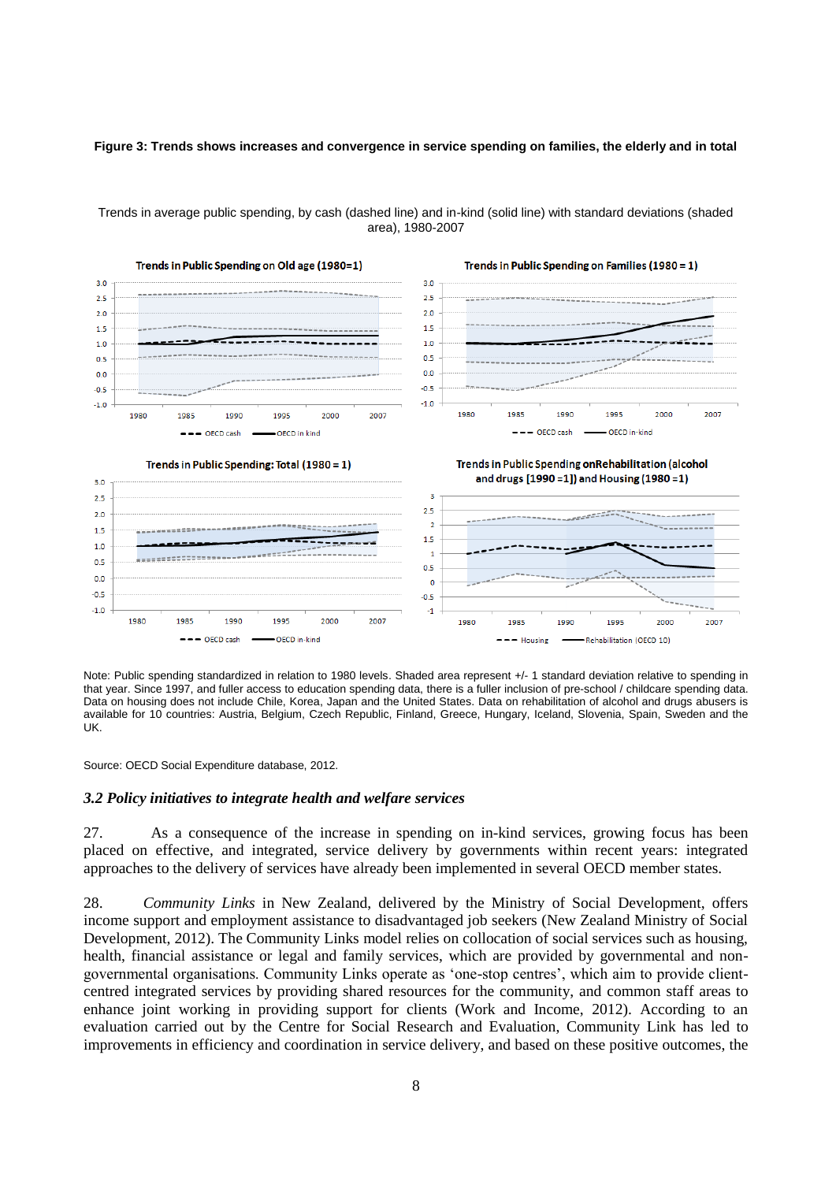**Figure 3: Trends shows increases and convergence in service spending on families, the elderly and in total**

Trends in average public spending, by cash (dashed line) and in-kind (solid line) with standard deviations (shaded area), 1980-2007

Note: Public spending standardized in relation to 1980 levels. Shaded area represent +/- 1 standard deviation relative to spending in that year. Since 1997, and fuller access to education spending data, there is a fuller inclusion of pre-school / childcare spending data. Data on housing does not include Chile, Korea, Japan and the United States. Data on rehabilitation of alcohol and drugs abusers is available for 10 countries: Austria, Belgium, Czech Republic, Finland, Greece, Hungary, Iceland, Slovenia, Spain, Sweden and the UK.

Source: OECD Social Expenditure database, 2012.

### *3.2 Policy initiatives to integrate health and welfare services*

27. As a consequence of the increase in spending on in-kind services, growing focus has been placed on effective, and integrated, service delivery by governments within recent years: integrated approaches to the delivery of services have already been implemented in several OECD member states.

28. *Community Links* in New Zealand, delivered by the Ministry of Social Development, offers income support and employment assistance to disadvantaged job seekers (New Zealand Ministry of Social Development, 2012). The Community Links model relies on collocation of social services such as housing, health, financial assistance or legal and family services, which are provided by governmental and non-governmental organisations. Community Links operate as 'one-stop centres', which aim to provide client-centred integrated services by providing shared resources for the community, and common staff areas to enhance joint working in providing support for clients (Work and Income, 2012). According to an evaluation carried out by the Centre for Social Research and Evaluation, Community Link has led to improvements in efficiency and coordination in service delivery, and based on these positive outcomes, the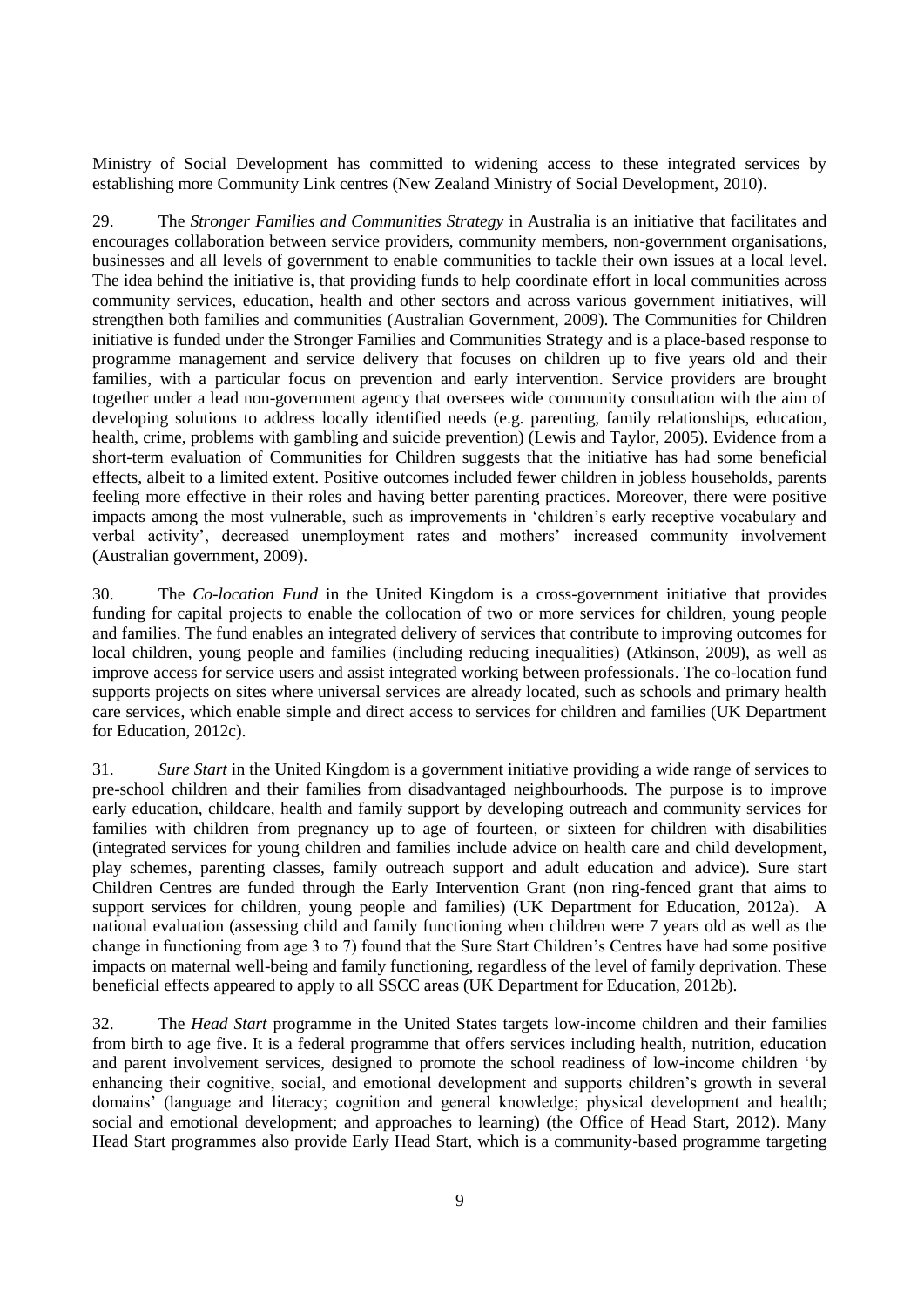Ministry of Social Development has committed to widening access to these integrated services by establishing more Community Link centres (New Zealand Ministry of Social Development, 2010).

29. The *Stronger Families and Communities Strategy* in Australia is an initiative that facilitates and encourages collaboration between service providers, community members, non-government organisations, businesses and all levels of government to enable communities to tackle their own issues at a local level. The idea behind the initiative is, that providing funds to help coordinate effort in local communities across community services, education, health and other sectors and across various government initiatives, will strengthen both families and communities (Australian Government, 2009). The Communities for Children initiative is funded under the Stronger Families and Communities Strategy and is a place-based response to programme management and service delivery that focuses on children up to five years old and their families, with a particular focus on prevention and early intervention. Service providers are brought together under a lead non-government agency that oversees wide community consultation with the aim of developing solutions to address locally identified needs (e.g. parenting, family relationships, education, health, crime, problems with gambling and suicide prevention) (Lewis and Taylor, 2005). Evidence from a short-term evaluation of Communities for Children suggests that the initiative has had some beneficial effects, albeit to a limited extent. Positive outcomes included fewer children in jobless households, parents feeling more effective in their roles and having better parenting practices. Moreover, there were positive impacts among the most vulnerable, such as improvements in 'children's early receptive vocabulary and verbal activity', decreased unemployment rates and mothers' increased community involvement (Australian government, 2009).

30. The *Co-location Fund* in the United Kingdom is a cross-government initiative that provides funding for capital projects to enable the collocation of two or more services for children, young people and families. The fund enables an integrated delivery of services that contribute to improving outcomes for local children, young people and families (including reducing inequalities) (Atkinson, 2009), as well as improve access for service users and assist integrated working between professionals. The co-location fund supports projects on sites where universal services are already located, such as schools and primary health care services, which enable simple and direct access to services for children and families (UK Department for Education, 2012c).

31. *Sure Start* in the United Kingdom is a government initiative providing a wide range of services to pre-school children and their families from disadvantaged neighbourhoods. The purpose is to improve early education, childcare, health and family support by developing outreach and community services for families with children from pregnancy up to age of fourteen, or sixteen for children with disabilities (integrated services for young children and families include advice on health care and child development, play schemes, parenting classes, family outreach support and adult education and advice). Sure start Children Centres are funded through the Early Intervention Grant (non ring-fenced grant that aims to support services for children, young people and families) (UK Department for Education, 2012a). A national evaluation (assessing child and family functioning when children were 7 years old as well as the change in functioning from age 3 to 7) found that the Sure Start Children's Centres have had some positive impacts on maternal well-being and family functioning, regardless of the level of family deprivation. These beneficial effects appeared to apply to all SSCC areas (UK Department for Education, 2012b).

32. The *Head Start* programme in the United States targets low-income children and their families from birth to age five. It is a federal programme that offers services including health, nutrition, education and parent involvement services, designed to promote the school readiness of low-income children 'by enhancing their cognitive, social, and emotional development and supports children's growth in several domains' (language and literacy; cognition and general knowledge; physical development and health; social and emotional development; and approaches to learning) (the Office of Head Start, 2012). Many Head Start programmes also provide Early Head Start, which is a community-based programme targeting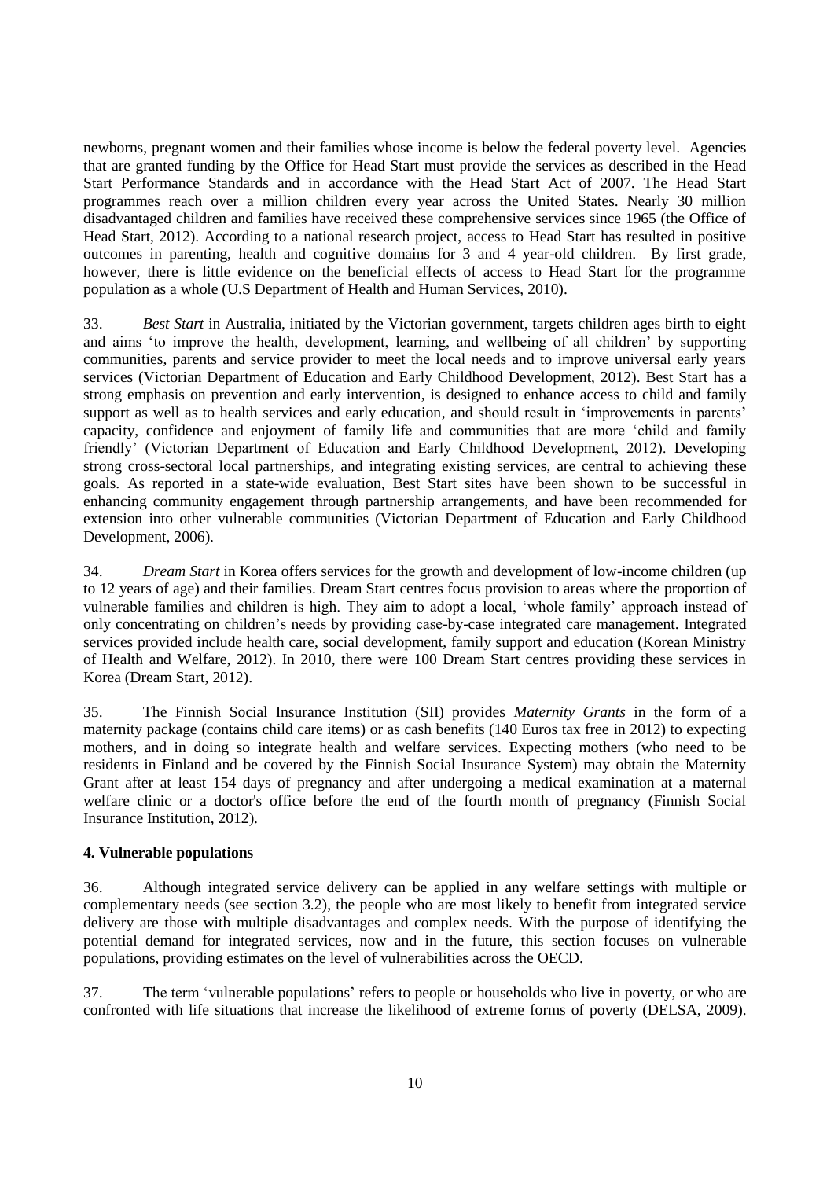newborns, pregnant women and their families whose income is below the federal poverty level. Agencies that are granted funding by the Office for Head Start must provide the services as described in the Head Start Performance Standards and in accordance with the Head Start Act of 2007. The Head Start programmes reach over a million children every year across the United States. Nearly 30 million disadvantaged children and families have received these comprehensive services since 1965 (the Office of Head Start, 2012). According to a national research project, access to Head Start has resulted in positive outcomes in parenting, health and cognitive domains for 3 and 4 year-old children. By first grade, however, there is little evidence on the beneficial effects of access to Head Start for the programme population as a whole (U.S Department of Health and Human Services, 2010).

33. *Best Start* in Australia, initiated by the Victorian government, targets children ages birth to eight and aims 'to improve the health, development, learning, and wellbeing of all children' by supporting communities, parents and service provider to meet the local needs and to improve universal early years services (Victorian Department of Education and Early Childhood Development, 2012). Best Start has a strong emphasis on prevention and early intervention, is designed to enhance access to child and family support as well as to health services and early education, and should result in 'improvements in parents' capacity, confidence and enjoyment of family life and communities that are more 'child and family friendly' (Victorian Department of Education and Early Childhood Development, 2012). Developing strong cross-sectoral local partnerships, and integrating existing services, are central to achieving these goals. As reported in a state-wide evaluation, Best Start sites have been shown to be successful in enhancing community engagement through partnership arrangements, and have been recommended for extension into other vulnerable communities (Victorian Department of Education and Early Childhood Development, 2006).

34. *Dream Start* in Korea offers services for the growth and development of low-income children (up to 12 years of age) and their families. Dream Start centres focus provision to areas where the proportion of vulnerable families and children is high. They aim to adopt a local, 'whole family' approach instead of only concentrating on children's needs by providing case-by-case integrated care management. Integrated services provided include health care, social development, family support and education (Korean Ministry of Health and Welfare, 2012). In 2010, there were 100 Dream Start centres providing these services in Korea (Dream Start, 2012).

35. The Finnish Social Insurance Institution (SII) provides *Maternity Grants* in the form of a maternity package (contains child care items) or as cash benefits (140 Euros tax free in 2012) to expecting mothers, and in doing so integrate health and welfare services. Expecting mothers (who need to be residents in Finland and be covered by the Finnish Social Insurance System) may obtain the Maternity Grant after at least 154 days of pregnancy and after undergoing a medical examination at a maternal welfare clinic or a doctor's office before the end of the fourth month of pregnancy (Finnish Social Insurance Institution, 2012).

## 4. Vulnerable populations

36. Although integrated service delivery can be applied in any welfare settings with multiple or complementary needs (see section 3.2), the people who are most likely to benefit from integrated service delivery are those with multiple disadvantages and complex needs. With the purpose of identifying the potential demand for integrated services, now and in the future, this section focuses on vulnerable populations, providing estimates on the level of vulnerabilities across the OECD.

37. The term 'vulnerable populations' refers to people or households who live in poverty, or who are confronted with life situations that increase the likelihood of extreme forms of poverty (DELSA, 2009).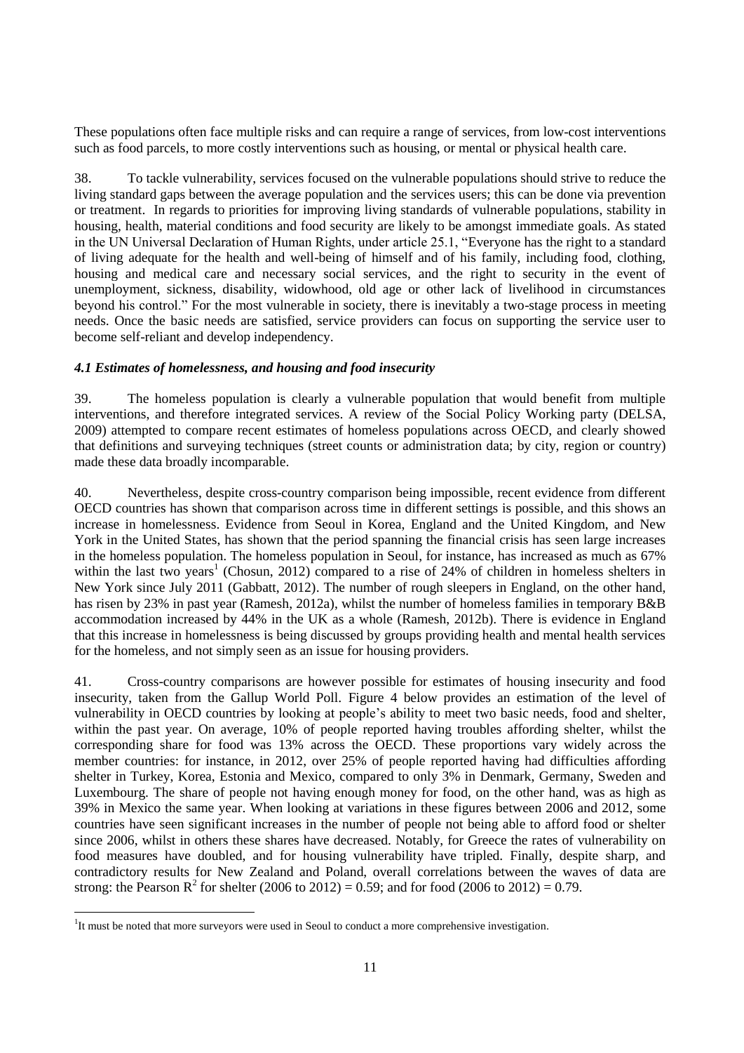These populations often face multiple risks and can require a range of services, from low-cost interventions such as food parcels, to more costly interventions such as housing, or mental or physical health care.

38. To tackle vulnerability, services focused on the vulnerable populations should strive to reduce the living standard gaps between the average population and the services users; this can be done via prevention or treatment. In regards to priorities for improving living standards of vulnerable populations, stability in housing, health, material conditions and food security are likely to be amongst immediate goals. As stated in the UN Universal Declaration of Human Rights, under article 25.1, "Everyone has the right to a standard of living adequate for the health and well-being of himself and of his family, including food, clothing, housing and medical care and necessary social services, and the right to security in the event of unemployment, sickness, disability, widowhood, old age or other lack of livelihood in circumstances beyond his control." For the most vulnerable in society, there is inevitably a two-stage process in meeting needs. Once the basic needs are satisfied, service providers can focus on supporting the service user to become self-reliant and develop independency.

### *4.1 Estimates of homelessness, and housing and food insecurity*

39. The homeless population is clearly a vulnerable population that would benefit from multiple interventions, and therefore integrated services. A review of the Social Policy Working party (DELSA, 2009) attempted to compare recent estimates of homeless populations across OECD, and clearly showed that definitions and surveying techniques (street counts or administration data; by city, region or country) made these data broadly incomparable.

40. Nevertheless, despite cross-country comparison being impossible, recent evidence from different OECD countries has shown that comparison across time in different settings is possible, and this shows an increase in homelessness. Evidence from Seoul in Korea, England and the United Kingdom, and New York in the United States, has shown that the period spanning the financial crisis has seen large increases in the homeless population. The homeless population in Seoul, for instance, has increased as much as 67% within the last two years[1] (Chosun, 2012) compared to a rise of 24% of children in homeless shelters in New York since July 2011 (Gabbatt, 2012). The number of rough sleepers in England, on the other hand, has risen by 23% in past year (Ramesh, 2012a), whilst the number of homeless families in temporary B&B accommodation increased by 44% in the UK as a whole (Ramesh, 2012b). There is evidence in England that this increase in homelessness is being discussed by groups providing health and mental health services for the homeless, and not simply seen as an issue for housing providers.

41. Cross-country comparisons are however possible for estimates of housing insecurity and food insecurity, taken from the Gallup World Poll. Figure 4 below provides an estimation of the level of vulnerability in OECD countries by looking at people's ability to meet two basic needs, food and shelter, within the past year. On average, 10% of people reported having troubles affording shelter, whilst the corresponding share for food was 13% across the OECD. These proportions vary widely across the member countries: for instance, in 2012, over 25% of people reported having had difficulties affording shelter in Turkey, Korea, Estonia and Mexico, compared to only 3% in Denmark, Germany, Sweden and Luxembourg. The share of people not having enough money for food, on the other hand, was as high as 39% in Mexico the same year. When looking at variations in these figures between 2006 and 2012, some countries have seen significant increases in the number of people not being able to afford food or shelter since 2006, whilst in others these shares have decreased. Notably, for Greece the rates of vulnerability on food measures have doubled, and for housing vulnerability have tripled. Finally, despite sharp, and contradictory results for New Zealand and Poland, overall correlations between the waves of data are strong: the Pearson $R^2$ for shelter (2006 to 2012) = 0.59; and for food (2006 to 2012) = 0.79.

---

[1] It must be noted that more surveyors were used in Seoul to conduct a more comprehensive investigation.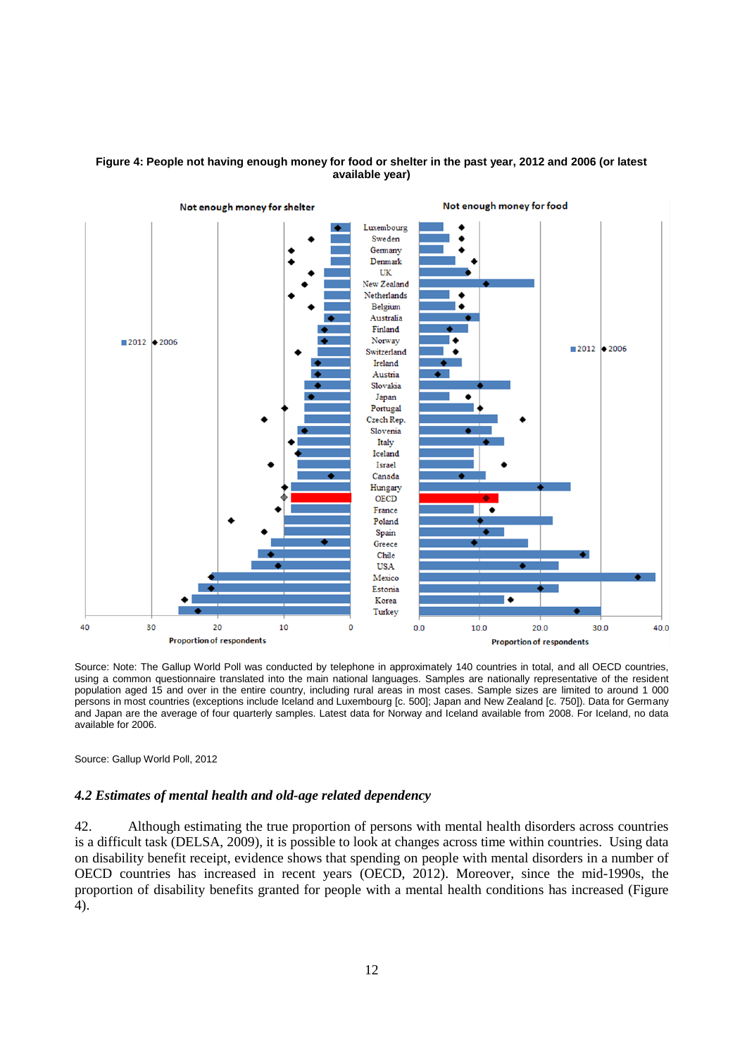**Figure 4: People not having enough money for food or shelter in the past year, 2012 and 2006 (or latest available year)**

Source: Note: The Gallup World Poll was conducted by telephone in approximately 140 countries in total, and all OECD countries, using a common questionnaire translated into the main national languages. Samples are nationally representative of the resident population aged 15 and over in the entire country, including rural areas in most cases. Sample sizes are limited to around 1 000 persons in most countries (exceptions include Iceland and Luxembourg [c. 500]; Japan and New Zealand [c. 750]). Data for Germany and Japan are the average of four quarterly samples. Latest data for Norway and Iceland available from 2008. For Iceland, no data available for 2006.

Source: Gallup World Poll, 2012

### *4.2 Estimates of mental health and old-age related dependency*

42. Although estimating the true proportion of persons with mental health disorders across countries is a difficult task (DELSA, 2009), it is possible to look at changes across time within countries. Using data on disability benefit receipt, evidence shows that spending on people with mental disorders in a number of OECD countries has increased in recent years (OECD, 2012). Moreover, since the mid-1990s, the proportion of disability benefits granted for people with a mental health conditions has increased (Figure 4).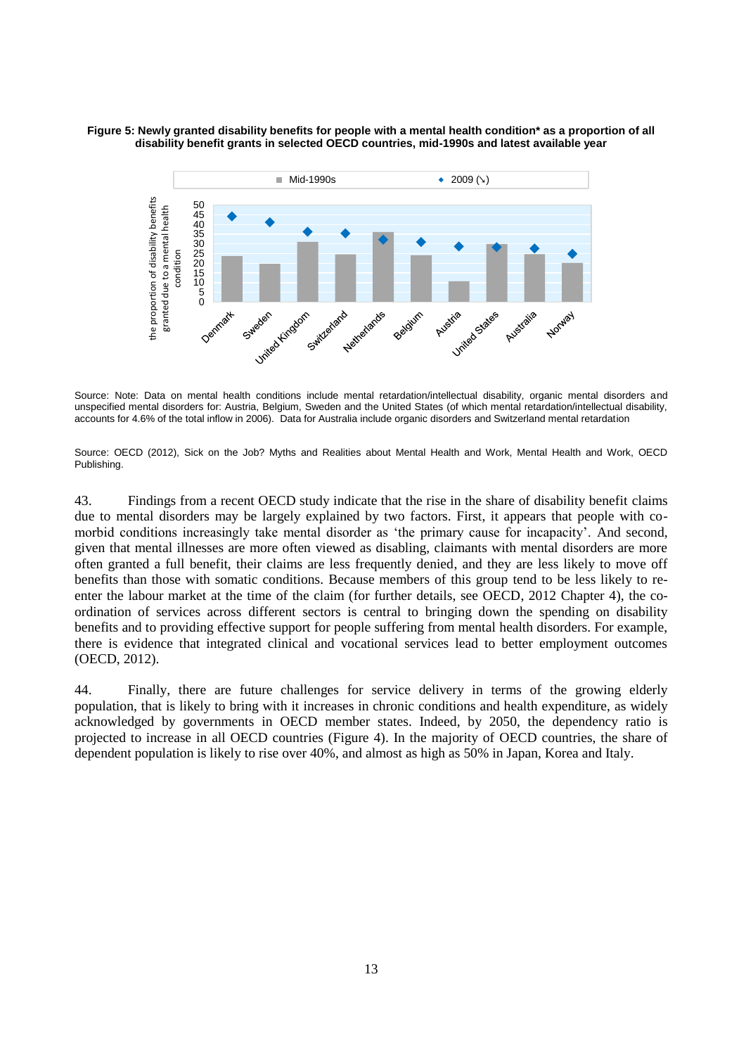**Figure 5: Newly granted disability benefits for people with a mental health condition* as a proportion of all disability benefit grants in selected OECD countries, mid-1990s and latest available year**

Source: Note: Data on mental health conditions include mental retardation/intellectual disability, organic mental disorders and unspecified mental disorders for: Austria, Belgium, Sweden and the United States (of which mental retardation/intellectual disability, accounts for 4.6% of the total inflow in 2006). Data for Australia include organic disorders and Switzerland mental retardation

Source: OECD (2012), Sick on the Job? Myths and Realities about Mental Health and Work, Mental Health and Work, OECD Publishing.

43. Findings from a recent OECD study indicate that the rise in the share of disability benefit claims due to mental disorders may be largely explained by two factors. First, it appears that people with co-morbid conditions increasingly take mental disorder as 'the primary cause for incapacity'. And second, given that mental illnesses are more often viewed as disabling, claimants with mental disorders are more often granted a full benefit, their claims are less frequently denied, and they are less likely to move off benefits than those with somatic conditions. Because members of this group tend to be less likely to re-enter the labour market at the time of the claim (for further details, see OECD, 2012 Chapter 4), the co-ordination of services across different sectors is central to bringing down the spending on disability benefits and to providing effective support for people suffering from mental health disorders. For example, there is evidence that integrated clinical and vocational services lead to better employment outcomes (OECD, 2012).

44. Finally, there are future challenges for service delivery in terms of the growing elderly population, that is likely to bring with it increases in chronic conditions and health expenditure, as widely acknowledged by governments in OECD member states. Indeed, by 2050, the dependency ratio is projected to increase in all OECD countries (Figure 4). In the majority of OECD countries, the share of dependent population is likely to rise over 40%, and almost as high as 50% in Japan, Korea and Italy.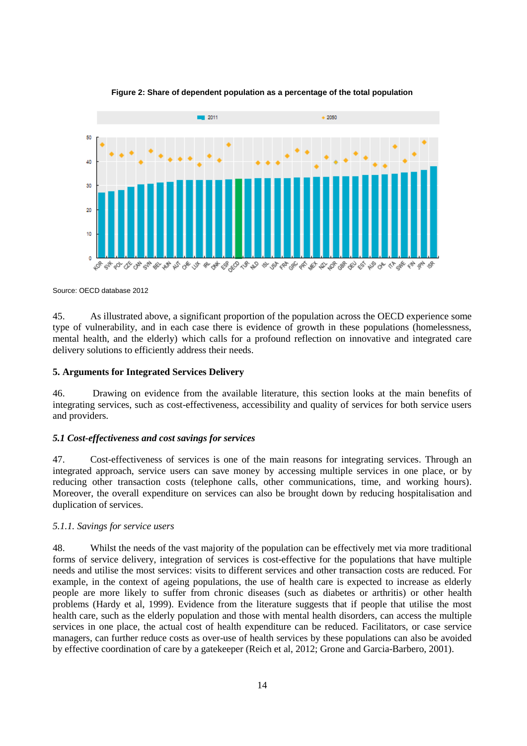**Figure 2: Share of dependent population as a percentage of the total population**

Source: OECD database 2012

45. As illustrated above, a significant proportion of the population across the OECD experience some type of vulnerability, and in each case there is evidence of growth in these populations (homelessness, mental health, and the elderly) which calls for a profound reflection on innovative and integrated care delivery solutions to efficiently address their needs.

## 5. Arguments for Integrated Services Delivery

46. Drawing on evidence from the available literature, this section looks at the main benefits of integrating services, such as cost-effectiveness, accessibility and quality of services for both service users and providers.

### *5.1 Cost-effectiveness and cost savings for services*

47. Cost-effectiveness of services is one of the main reasons for integrating services. Through an integrated approach, service users can save money by accessing multiple services in one place, or by reducing other transaction costs (telephone calls, other communications, time, and working hours). Moreover, the overall expenditure on services can also be brought down by reducing hospitalisation and duplication of services.

#### *5.1.1. Savings for service users*

48. Whilst the needs of the vast majority of the population can be effectively met via more traditional forms of service delivery, integration of services is cost-effective for the populations that have multiple needs and utilise the most services: visits to different services and other transaction costs are reduced. For example, in the context of ageing populations, the use of health care is expected to increase as elderly people are more likely to suffer from chronic diseases (such as diabetes or arthritis) or other health problems (Hardy et al, 1999). Evidence from the literature suggests that if people that utilise the most health care, such as the elderly population and those with mental health disorders, can access the multiple services in one place, the actual cost of health expenditure can be reduced. Facilitators, or case service managers, can further reduce costs as over-use of health services by these populations can also be avoided by effective coordination of care by a gatekeeper (Reich et al, 2012; Grone and Garcia-Barbero, 2001).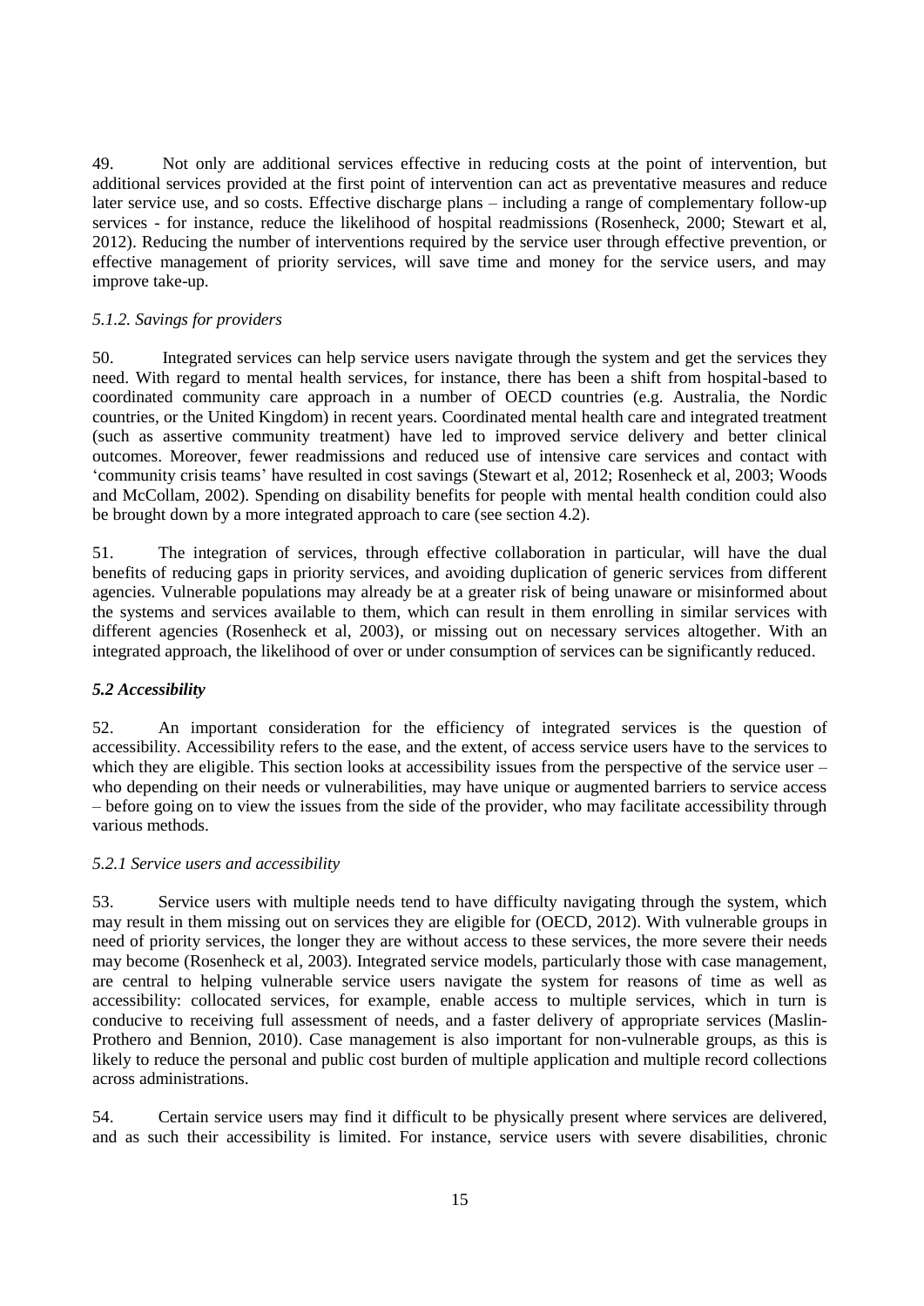49. Not only are additional services effective in reducing costs at the point of intervention, but additional services provided at the first point of intervention can act as preventative measures and reduce later service use, and so costs. Effective discharge plans – including a range of complementary follow-up services - for instance, reduce the likelihood of hospital readmissions (Rosenheck, 2000; Stewart et al, 2012). Reducing the number of interventions required by the service user through effective prevention, or effective management of priority services, will save time and money for the service users, and may improve take-up.

#### *5.1.2. Savings for providers*

50. Integrated services can help service users navigate through the system and get the services they need. With regard to mental health services, for instance, there has been a shift from hospital-based to coordinated community care approach in a number of OECD countries (e.g. Australia, the Nordic countries, or the United Kingdom) in recent years. Coordinated mental health care and integrated treatment (such as assertive community treatment) have led to improved service delivery and better clinical outcomes. Moreover, fewer readmissions and reduced use of intensive care services and contact with 'community crisis teams' have resulted in cost savings (Stewart et al, 2012; Rosenheck et al, 2003; Woods and McCollam, 2002). Spending on disability benefits for people with mental health condition could also be brought down by a more integrated approach to care (see section 4.2).

51. The integration of services, through effective collaboration in particular, will have the dual benefits of reducing gaps in priority services, and avoiding duplication of generic services from different agencies. Vulnerable populations may already be at a greater risk of being unaware or misinformed about the systems and services available to them, which can result in them enrolling in similar services with different agencies (Rosenheck et al, 2003), or missing out on necessary services altogether. With an integrated approach, the likelihood of over or under consumption of services can be significantly reduced.

### ***5.2 Accessibility***

52. An important consideration for the efficiency of integrated services is the question of accessibility. Accessibility refers to the ease, and the extent, of access service users have to the services to which they are eligible. This section looks at accessibility issues from the perspective of the service user – who depending on their needs or vulnerabilities, may have unique or augmented barriers to service access – before going on to view the issues from the side of the provider, who may facilitate accessibility through various methods.

#### *5.2.1 Service users and accessibility*

53. Service users with multiple needs tend to have difficulty navigating through the system, which may result in them missing out on services they are eligible for (OECD, 2012). With vulnerable groups in need of priority services, the longer they are without access to these services, the more severe their needs may become (Rosenheck et al, 2003). Integrated service models, particularly those with case management, are central to helping vulnerable service users navigate the system for reasons of time as well as accessibility: collocated services, for example, enable access to multiple services, which in turn is conducive to receiving full assessment of needs, and a faster delivery of appropriate services (Maslin-Prothero and Bennion, 2010). Case management is also important for non-vulnerable groups, as this is likely to reduce the personal and public cost burden of multiple application and multiple record collections across administrations.

54. Certain service users may find it difficult to be physically present where services are delivered, and as such their accessibility is limited. For instance, service users with severe disabilities, chronic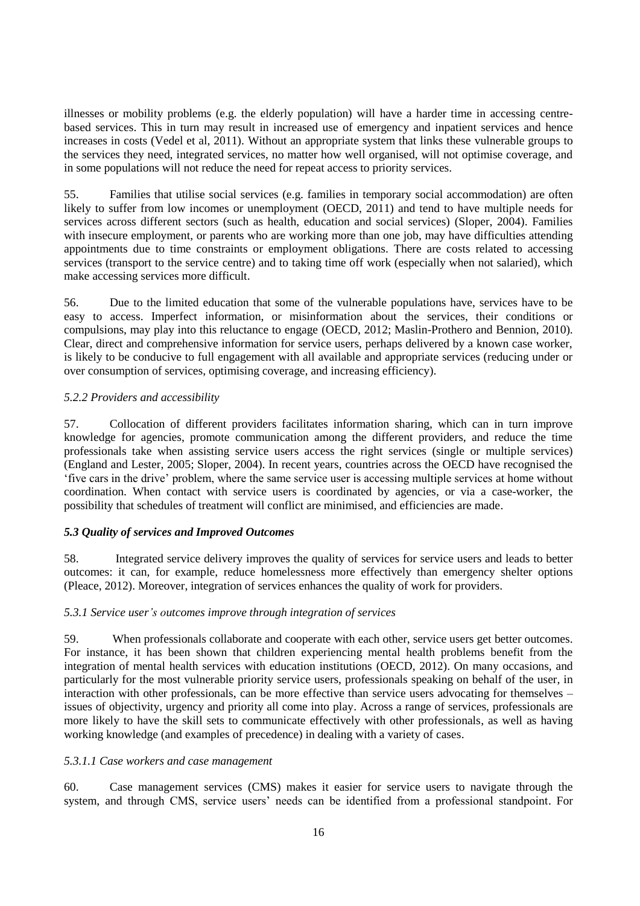illnesses or mobility problems (e.g. the elderly population) will have a harder time in accessing centre-based services. This in turn may result in increased use of emergency and inpatient services and hence increases in costs (Vedel et al, 2011). Without an appropriate system that links these vulnerable groups to the services they need, integrated services, no matter how well organised, will not optimise coverage, and in some populations will not reduce the need for repeat access to priority services.

55. Families that utilise social services (e.g. families in temporary social accommodation) are often likely to suffer from low incomes or unemployment (OECD, 2011) and tend to have multiple needs for services across different sectors (such as health, education and social services) (Sloper, 2004). Families with insecure employment, or parents who are working more than one job, may have difficulties attending appointments due to time constraints or employment obligations. There are costs related to accessing services (transport to the service centre) and to taking time off work (especially when not salaried), which make accessing services more difficult.

56. Due to the limited education that some of the vulnerable populations have, services have to be easy to access. Imperfect information, or misinformation about the services, their conditions or compulsions, may play into this reluctance to engage (OECD, 2012; Maslin-Prothero and Bennion, 2010). Clear, direct and comprehensive information for service users, perhaps delivered by a known case worker, is likely to be conducive to full engagement with all available and appropriate services (reducing under or over consumption of services, optimising coverage, and increasing efficiency).

#### *5.2.2 Providers and accessibility*

57. Collocation of different providers facilitates information sharing, which can in turn improve knowledge for agencies, promote communication among the different providers, and reduce the time professionals take when assisting service users access the right services (single or multiple services) (England and Lester, 2005; Sloper, 2004). In recent years, countries across the OECD have recognised the 'five cars in the drive' problem, where the same service user is accessing multiple services at home without coordination. When contact with service users is coordinated by agencies, or via a case-worker, the possibility that schedules of treatment will conflict are minimised, and efficiencies are made.

### ***5.3 Quality of services and Improved Outcomes***

58. Integrated service delivery improves the quality of services for service users and leads to better outcomes: it can, for example, reduce homelessness more effectively than emergency shelter options (Pleace, 2012). Moreover, integration of services enhances the quality of work for providers.

#### *5.3.1 Service user's outcomes improve through integration of services*

59. When professionals collaborate and cooperate with each other, service users get better outcomes. For instance, it has been shown that children experiencing mental health problems benefit from the integration of mental health services with education institutions (OECD, 2012). On many occasions, and particularly for the most vulnerable priority service users, professionals speaking on behalf of the user, in interaction with other professionals, can be more effective than service users advocating for themselves – issues of objectivity, urgency and priority all come into play. Across a range of services, professionals are more likely to have the skill sets to communicate effectively with other professionals, as well as having working knowledge (and examples of precedence) in dealing with a variety of cases.

##### *5.3.1.1 Case workers and case management*

60. Case management services (CMS) makes it easier for service users to navigate through the system, and through CMS, service users' needs can be identified from a professional standpoint. For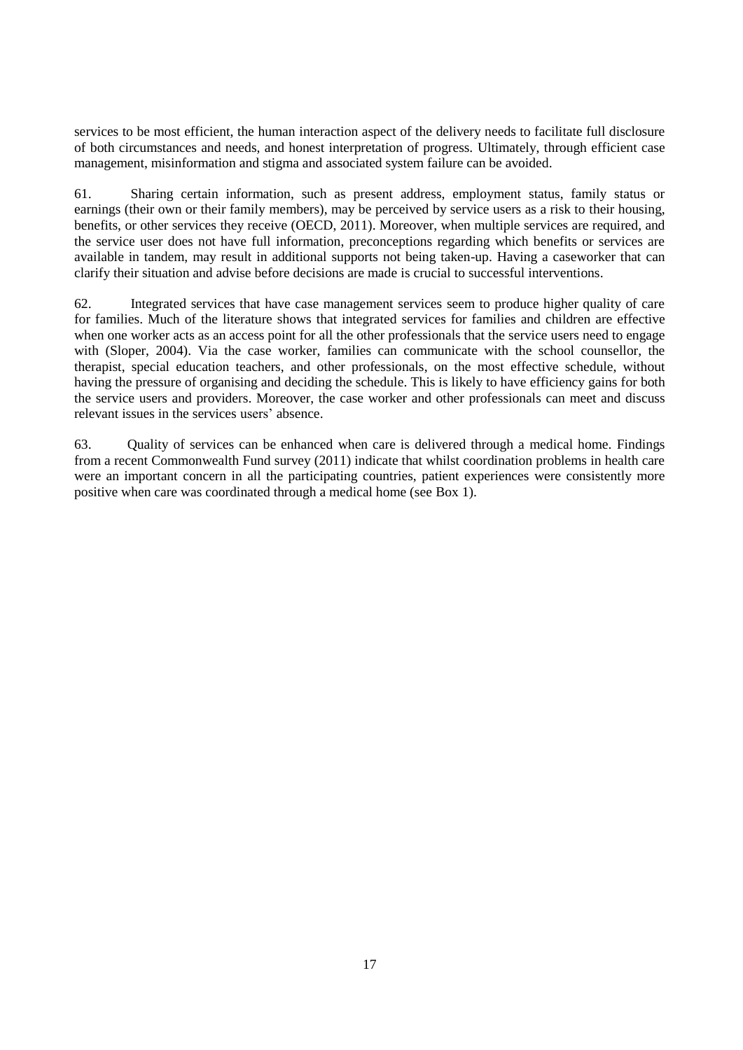services to be most efficient, the human interaction aspect of the delivery needs to facilitate full disclosure of both circumstances and needs, and honest interpretation of progress. Ultimately, through efficient case management, misinformation and stigma and associated system failure can be avoided.

61. Sharing certain information, such as present address, employment status, family status or earnings (their own or their family members), may be perceived by service users as a risk to their housing, benefits, or other services they receive (OECD, 2011). Moreover, when multiple services are required, and the service user does not have full information, preconceptions regarding which benefits or services are available in tandem, may result in additional supports not being taken-up. Having a caseworker that can clarify their situation and advise before decisions are made is crucial to successful interventions.

62. Integrated services that have case management services seem to produce higher quality of care for families. Much of the literature shows that integrated services for families and children are effective when one worker acts as an access point for all the other professionals that the service users need to engage with (Sloper, 2004). Via the case worker, families can communicate with the school counsellor, the therapist, special education teachers, and other professionals, on the most effective schedule, without having the pressure of organising and deciding the schedule. This is likely to have efficiency gains for both the service users and providers. Moreover, the case worker and other professionals can meet and discuss relevant issues in the services users' absence.

63. Quality of services can be enhanced when care is delivered through a medical home. Findings from a recent Commonwealth Fund survey (2011) indicate that whilst coordination problems in health care were an important concern in all the participating countries, patient experiences were consistently more positive when care was coordinated through a medical home (see Box 1).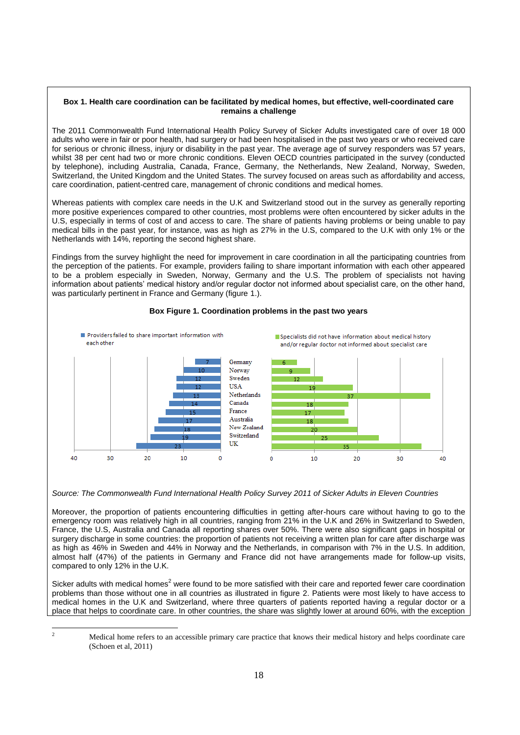**Box 1. Health care coordination can be facilitated by medical homes, but effective, well-coordinated care remains a challenge**

The 2011 Commonwealth Fund International Health Policy Survey of Sicker Adults investigated care of over 18 000 adults who were in fair or poor health, had surgery or had been hospitalised in the past two years or who received care for serious or chronic illness, injury or disability in the past year. The average age of survey responders was 57 years, whilst 38 per cent had two or more chronic conditions. Eleven OECD countries participated in the survey (conducted by telephone), including Australia, Canada, France, Germany, the Netherlands, New Zealand, Norway, Sweden, Switzerland, the United Kingdom and the United States. The survey focused on areas such as affordability and access, care coordination, patient-centred care, management of chronic conditions and medical homes.

Whereas patients with complex care needs in the U.K and Switzerland stood out in the survey as generally reporting more positive experiences compared to other countries, most problems were often encountered by sicker adults in the U.S, especially in terms of cost of and access to care. The share of patients having problems or being unable to pay medical bills in the past year, for instance, was as high as 27% in the U.S, compared to the U.K with only 1% or the Netherlands with 14%, reporting the second highest share.

Findings from the survey highlight the need for improvement in care coordination in all the participating countries from the perception of the patients. For example, providers failing to share important information with each other appeared to be a problem especially in Sweden, Norway, Germany and the U.S. The problem of specialists not having information about patients' medical history and/or regular doctor not informed about specialist care, on the other hand, was particularly pertinent in France and Germany (figure 1.).

**Box Figure 1. Coordination problems in the past two years**

| Country | Providers failed to share important information with each other | Specialists did not have information about medical history and/or regular doctor not informed about specialist care |
|---|---|---|
| Germany | 7 | 6 |
| Norway | 10 | 9 |
| Sweden | 12 | 12 |
| USA | 12 | 19 |
| Netherlands | 13 | 37 |
| Canada | 14 | 18 |
| France | 15 | 17 |
| Australia | 17 | 18 |
| New Zealand | 18 | 20 |
| Switzerland | 19 | 25 |
| UK | 23 | 35 |

*Source: The Commonwealth Fund International Health Policy Survey 2011 of Sicker Adults in Eleven Countries*

Moreover, the proportion of patients encountering difficulties in getting after-hours care without having to go to the emergency room was relatively high in all countries, ranging from 21% in the U.K and 26% in Switzerland to Sweden, France, the U.S, Australia and Canada all reporting shares over 50%. There were also significant gaps in hospital or surgery discharge in some countries: the proportion of patients not receiving a written plan for care after discharge was as high as 46% in Sweden and 44% in Norway and the Netherlands, in comparison with 7% in the U.S. In addition, almost half (47%) of the patients in Germany and France did not have arrangements made for follow-up visits, compared to only 12% in the U.K.

Sicker adults with medical homes[2] were found to be more satisfied with their care and reported fewer care coordination problems than those without one in all countries as illustrated in figure 2. Patients were most likely to have access to medical homes in the U.K and Switzerland, where three quarters of patients reported having a regular doctor or a place that helps to coordinate care. In other countries, the share was slightly lower at around 60%, with the exception

---

[2] Medical home refers to an accessible primary care practice that knows their medical history and helps coordinate care (Schoen et al, 2011)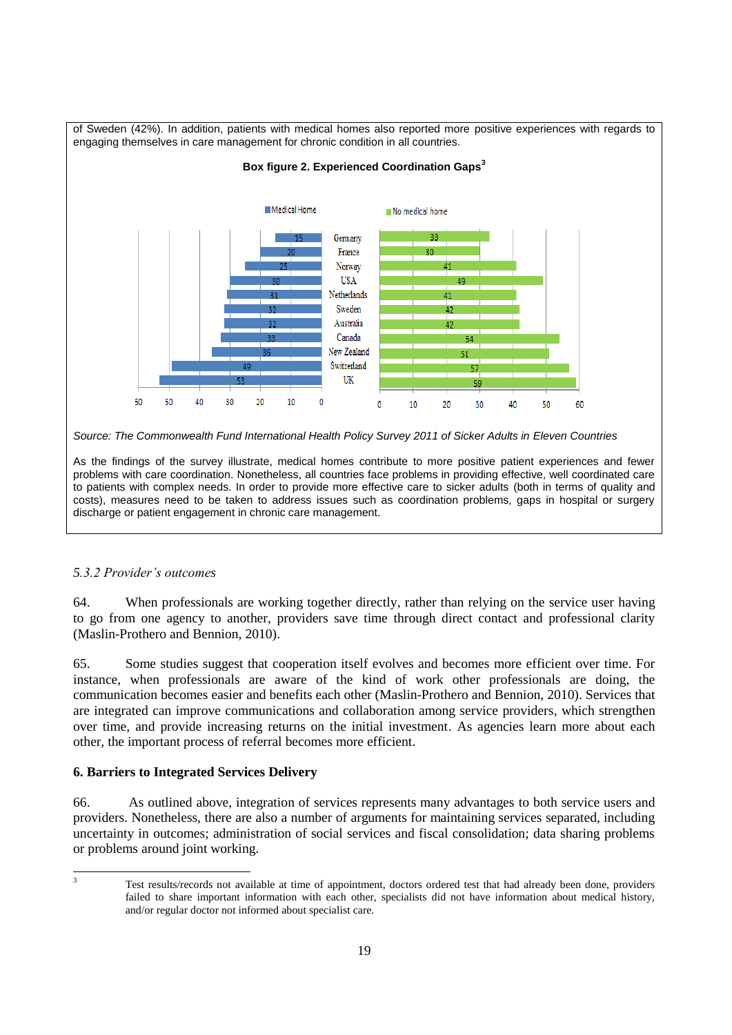of Sweden (42%). In addition, patients with medical homes also reported more positive experiences with regards to engaging themselves in care management for chronic condition in all countries.

**Box figure 2. Experienced Coordination Gaps[3]**

| Country | Medical Home | No medical home |
|---|---|---|
| Germany | 15 | 33 |
| France | 20 | 30 |
| Norway | 25 | 41 |
| USA | 30 | 49 |
| Netherlands | 31 | 41 |
| Sweden | 32 | 42 |
| Australia | 32 | 42 |
| Canada | 33 | 54 |
| New Zealand | 36 | 51 |
| Switzerland | 49 | 57 |
| UK | 53 | 59 |

*Source: The Commonwealth Fund International Health Policy Survey 2011 of Sicker Adults in Eleven Countries*

As the findings of the survey illustrate, medical homes contribute to more positive patient experiences and fewer problems with care coordination. Nonetheless, all countries face problems in providing effective, well coordinated care to patients with complex needs. In order to provide more effective care to sicker adults (both in terms of quality and costs), measures need to be taken to address issues such as coordination problems, gaps in hospital or surgery discharge or patient engagement in chronic care management.

### *5.3.2 Provider's outcomes*

64. When professionals are working together directly, rather than relying on the service user having to go from one agency to another, providers save time through direct contact and professional clarity (Maslin-Prothero and Bennion, 2010).

65. Some studies suggest that cooperation itself evolves and becomes more efficient over time. For instance, when professionals are aware of the kind of work other professionals are doing, the communication becomes easier and benefits each other (Maslin-Prothero and Bennion, 2010). Services that are integrated can improve communications and collaboration among service providers, which strengthen over time, and provide increasing returns on the initial investment. As agencies learn more about each other, the important process of referral becomes more efficient.

## 6. Barriers to Integrated Services Delivery

66. As outlined above, integration of services represents many advantages to both service users and providers. Nonetheless, there are also a number of arguments for maintaining services separated, including uncertainty in outcomes; administration of social services and fiscal consolidation; data sharing problems or problems around joint working.

---

[3] Test results/records not available at time of appointment, doctors ordered test that had already been done, providers failed to share important information with each other, specialists did not have information about medical history, and/or regular doctor not informed about specialist care.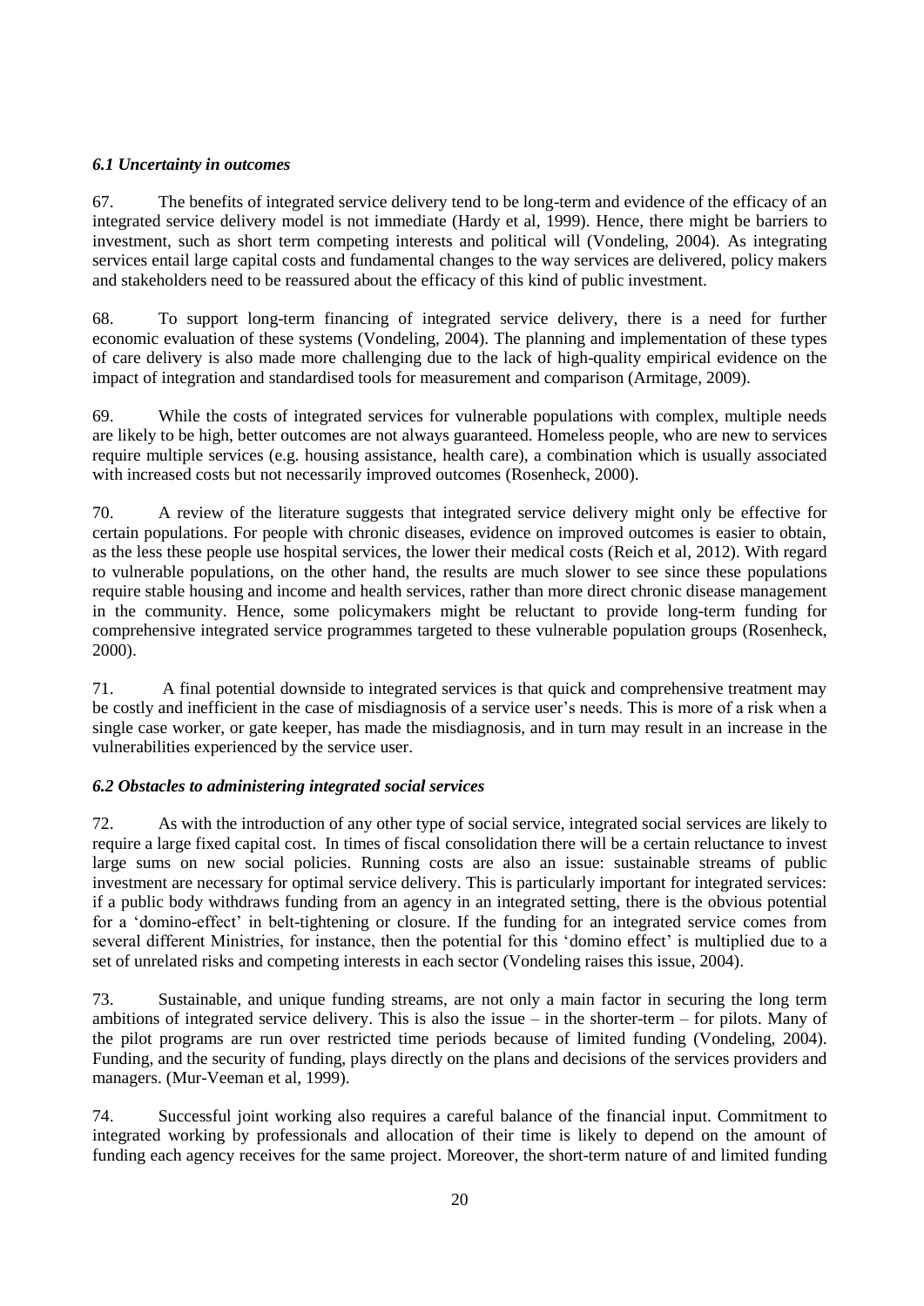### *6.1 Uncertainty in outcomes*

67. The benefits of integrated service delivery tend to be long-term and evidence of the efficacy of an integrated service delivery model is not immediate (Hardy et al, 1999). Hence, there might be barriers to investment, such as short term competing interests and political will (Vondeling, 2004). As integrating services entail large capital costs and fundamental changes to the way services are delivered, policy makers and stakeholders need to be reassured about the efficacy of this kind of public investment.

68. To support long-term financing of integrated service delivery, there is a need for further economic evaluation of these systems (Vondeling, 2004). The planning and implementation of these types of care delivery is also made more challenging due to the lack of high-quality empirical evidence on the impact of integration and standardised tools for measurement and comparison (Armitage, 2009).

69. While the costs of integrated services for vulnerable populations with complex, multiple needs are likely to be high, better outcomes are not always guaranteed. Homeless people, who are new to services require multiple services (e.g. housing assistance, health care), a combination which is usually associated with increased costs but not necessarily improved outcomes (Rosenheck, 2000).

70. A review of the literature suggests that integrated service delivery might only be effective for certain populations. For people with chronic diseases, evidence on improved outcomes is easier to obtain, as the less these people use hospital services, the lower their medical costs (Reich et al, 2012). With regard to vulnerable populations, on the other hand, the results are much slower to see since these populations require stable housing and income and health services, rather than more direct chronic disease management in the community. Hence, some policymakers might be reluctant to provide long-term funding for comprehensive integrated service programmes targeted to these vulnerable population groups (Rosenheck, 2000).

71. A final potential downside to integrated services is that quick and comprehensive treatment may be costly and inefficient in the case of misdiagnosis of a service user's needs. This is more of a risk when a single case worker, or gate keeper, has made the misdiagnosis, and in turn may result in an increase in the vulnerabilities experienced by the service user.

### *6.2 Obstacles to administering integrated social services*

72. As with the introduction of any other type of social service, integrated social services are likely to require a large fixed capital cost. In times of fiscal consolidation there will be a certain reluctance to invest large sums on new social policies. Running costs are also an issue: sustainable streams of public investment are necessary for optimal service delivery. This is particularly important for integrated services: if a public body withdraws funding from an agency in an integrated setting, there is the obvious potential for a 'domino-effect' in belt-tightening or closure. If the funding for an integrated service comes from several different Ministries, for instance, then the potential for this 'domino effect' is multiplied due to a set of unrelated risks and competing interests in each sector (Vondeling raises this issue, 2004).

73. Sustainable, and unique funding streams, are not only a main factor in securing the long term ambitions of integrated service delivery. This is also the issue – in the shorter-term – for pilots. Many of the pilot programs are run over restricted time periods because of limited funding (Vondeling, 2004). Funding, and the security of funding, plays directly on the plans and decisions of the services providers and managers. (Mur-Veeman et al, 1999).

74. Successful joint working also requires a careful balance of the financial input. Commitment to integrated working by professionals and allocation of their time is likely to depend on the amount of funding each agency receives for the same project. Moreover, the short-term nature of and limited funding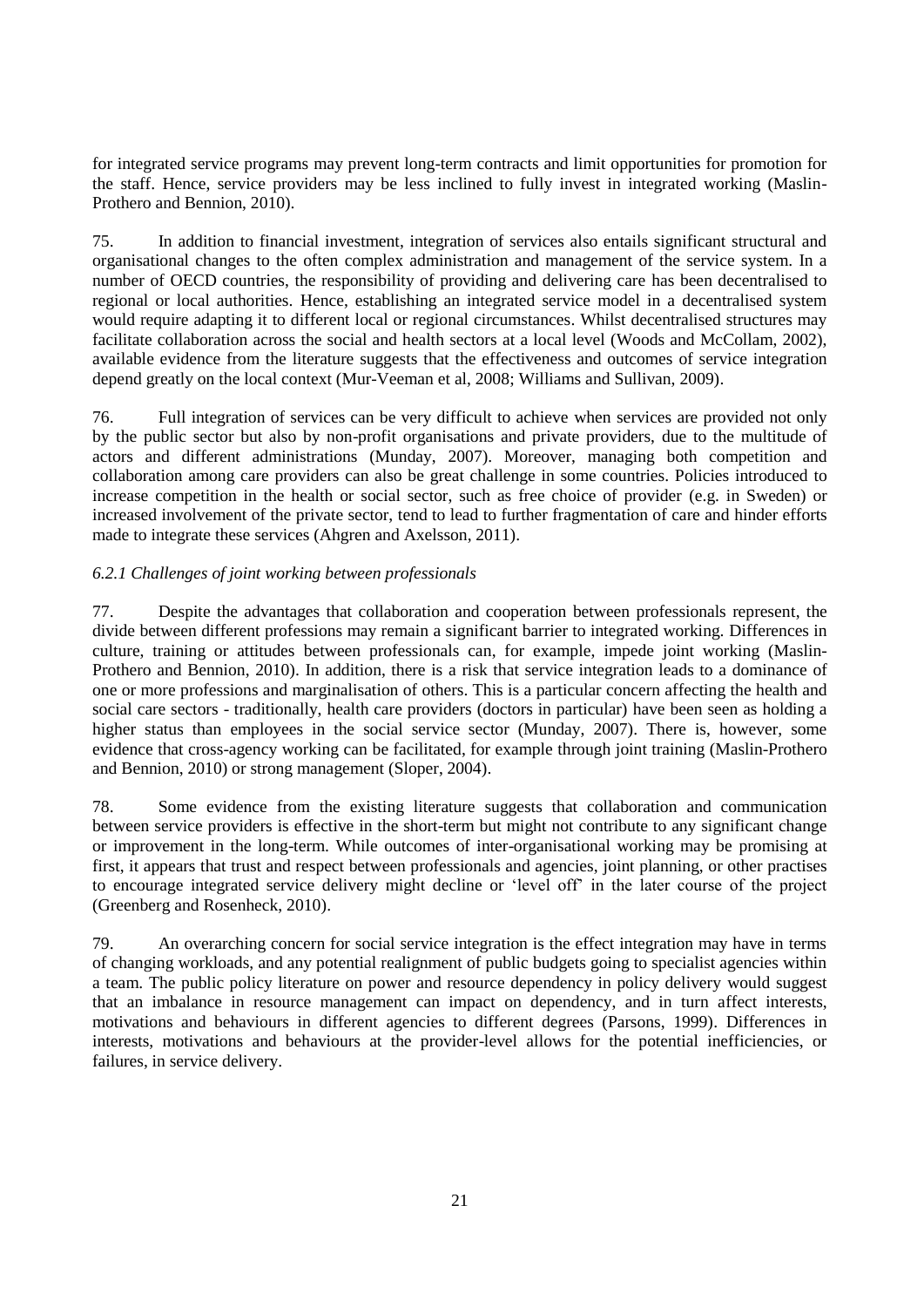for integrated service programs may prevent long-term contracts and limit opportunities for promotion for the staff. Hence, service providers may be less inclined to fully invest in integrated working (Maslin-Prothero and Bennion, 2010).

75. In addition to financial investment, integration of services also entails significant structural and organisational changes to the often complex administration and management of the service system. In a number of OECD countries, the responsibility of providing and delivering care has been decentralised to regional or local authorities. Hence, establishing an integrated service model in a decentralised system would require adapting it to different local or regional circumstances. Whilst decentralised structures may facilitate collaboration across the social and health sectors at a local level (Woods and McCollam, 2002), available evidence from the literature suggests that the effectiveness and outcomes of service integration depend greatly on the local context (Mur-Veeman et al, 2008; Williams and Sullivan, 2009).

76. Full integration of services can be very difficult to achieve when services are provided not only by the public sector but also by non-profit organisations and private providers, due to the multitude of actors and different administrations (Munday, 2007). Moreover, managing both competition and collaboration among care providers can also be great challenge in some countries. Policies introduced to increase competition in the health or social sector, such as free choice of provider (e.g. in Sweden) or increased involvement of the private sector, tend to lead to further fragmentation of care and hinder efforts made to integrate these services (Ahgren and Axelsson, 2011).

### *6.2.1 Challenges of joint working between professionals*

77. Despite the advantages that collaboration and cooperation between professionals represent, the divide between different professions may remain a significant barrier to integrated working. Differences in culture, training or attitudes between professionals can, for example, impede joint working (Maslin-Prothero and Bennion, 2010). In addition, there is a risk that service integration leads to a dominance of one or more professions and marginalisation of others. This is a particular concern affecting the health and social care sectors - traditionally, health care providers (doctors in particular) have been seen as holding a higher status than employees in the social service sector (Munday, 2007). There is, however, some evidence that cross-agency working can be facilitated, for example through joint training (Maslin-Prothero and Bennion, 2010) or strong management (Sloper, 2004).

78. Some evidence from the existing literature suggests that collaboration and communication between service providers is effective in the short-term but might not contribute to any significant change or improvement in the long-term. While outcomes of inter-organisational working may be promising at first, it appears that trust and respect between professionals and agencies, joint planning, or other practises to encourage integrated service delivery might decline or 'level off' in the later course of the project (Greenberg and Rosenheck, 2010).

79. An overarching concern for social service integration is the effect integration may have in terms of changing workloads, and any potential realignment of public budgets going to specialist agencies within a team. The public policy literature on power and resource dependency in policy delivery would suggest that an imbalance in resource management can impact on dependency, and in turn affect interests, motivations and behaviours in different agencies to different degrees (Parsons, 1999). Differences in interests, motivations and behaviours at the provider-level allows for the potential inefficiencies, or failures, in service delivery.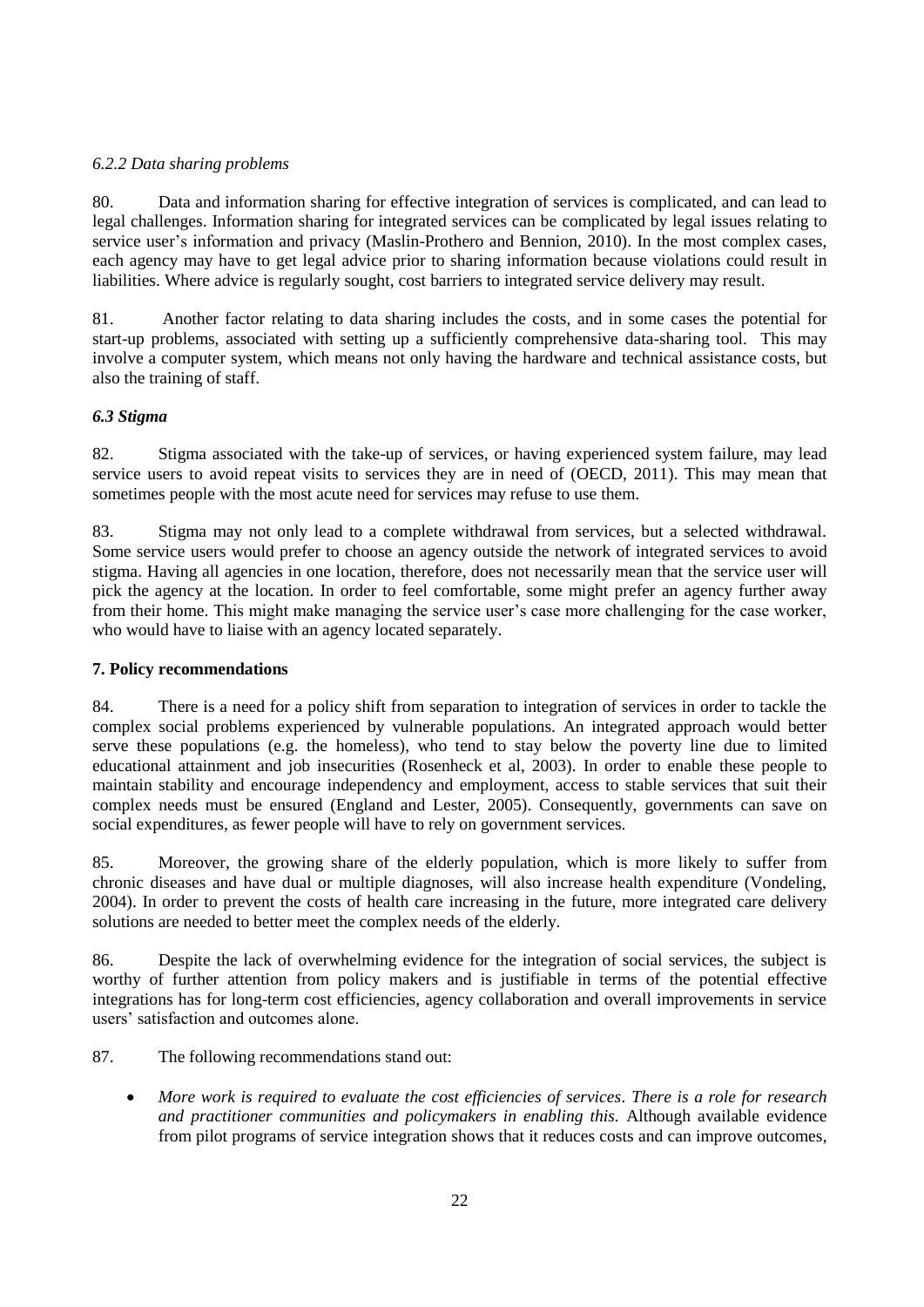*6.2.2 Data sharing problems*

80. Data and information sharing for effective integration of services is complicated, and can lead to legal challenges. Information sharing for integrated services can be complicated by legal issues relating to service user's information and privacy (Maslin-Prothero and Bennion, 2010). In the most complex cases, each agency may have to get legal advice prior to sharing information because violations could result in liabilities. Where advice is regularly sought, cost barriers to integrated service delivery may result.

81. Another factor relating to data sharing includes the costs, and in some cases the potential for start-up problems, associated with setting up a sufficiently comprehensive data-sharing tool. This may involve a computer system, which means not only having the hardware and technical assistance costs, but also the training of staff.

### *6.3 Stigma*

82. Stigma associated with the take-up of services, or having experienced system failure, may lead service users to avoid repeat visits to services they are in need of (OECD, 2011). This may mean that sometimes people with the most acute need for services may refuse to use them.

83. Stigma may not only lead to a complete withdrawal from services, but a selected withdrawal. Some service users would prefer to choose an agency outside the network of integrated services to avoid stigma. Having all agencies in one location, therefore, does not necessarily mean that the service user will pick the agency at the location. In order to feel comfortable, some might prefer an agency further away from their home. This might make managing the service user's case more challenging for the case worker, who would have to liaise with an agency located separately.

## 7. Policy recommendations

84. There is a need for a policy shift from separation to integration of services in order to tackle the complex social problems experienced by vulnerable populations. An integrated approach would better serve these populations (e.g. the homeless), who tend to stay below the poverty line due to limited educational attainment and job insecurities (Rosenheck et al, 2003). In order to enable these people to maintain stability and encourage independency and employment, access to stable services that suit their complex needs must be ensured (England and Lester, 2005). Consequently, governments can save on social expenditures, as fewer people will have to rely on government services.

85. Moreover, the growing share of the elderly population, which is more likely to suffer from chronic diseases and have dual or multiple diagnoses, will also increase health expenditure (Vondeling, 2004). In order to prevent the costs of health care increasing in the future, more integrated care delivery solutions are needed to better meet the complex needs of the elderly.

86. Despite the lack of overwhelming evidence for the integration of social services, the subject is worthy of further attention from policy makers and is justifiable in terms of the potential effective integrations has for long-term cost efficiencies, agency collaboration and overall improvements in service users' satisfaction and outcomes alone.

87. The following recommendations stand out:

- *More work is required to evaluate the cost efficiencies of services. There is a role for research and practitioner communities and policymakers in enabling this.* Although available evidence from pilot programs of service integration shows that it reduces costs and can improve outcomes,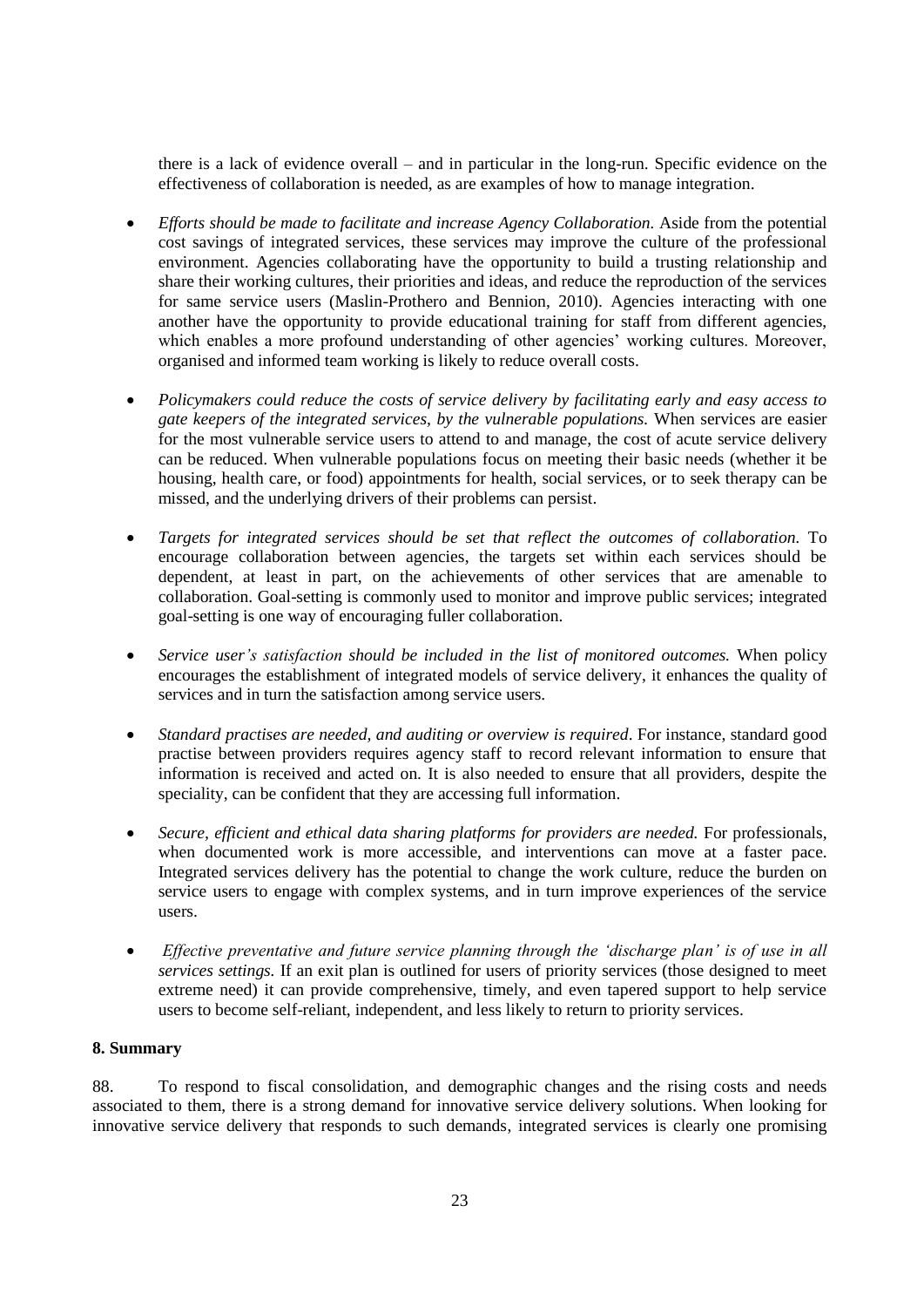there is a lack of evidence overall – and in particular in the long-run. Specific evidence on the effectiveness of collaboration is needed, as are examples of how to manage integration.

- *Efforts should be made to facilitate and increase Agency Collaboration.* Aside from the potential cost savings of integrated services, these services may improve the culture of the professional environment. Agencies collaborating have the opportunity to build a trusting relationship and share their working cultures, their priorities and ideas, and reduce the reproduction of the services for same service users (Maslin-Prothero and Bennion, 2010). Agencies interacting with one another have the opportunity to provide educational training for staff from different agencies, which enables a more profound understanding of other agencies' working cultures. Moreover, organised and informed team working is likely to reduce overall costs.

- *Policymakers could reduce the costs of service delivery by facilitating early and easy access to gate keepers of the integrated services, by the vulnerable populations.* When services are easier for the most vulnerable service users to attend to and manage, the cost of acute service delivery can be reduced. When vulnerable populations focus on meeting their basic needs (whether it be housing, health care, or food) appointments for health, social services, or to seek therapy can be missed, and the underlying drivers of their problems can persist.

- *Targets for integrated services should be set that reflect the outcomes of collaboration.* To encourage collaboration between agencies, the targets set within each services should be dependent, at least in part, on the achievements of other services that are amenable to collaboration. Goal-setting is commonly used to monitor and improve public services; integrated goal-setting is one way of encouraging fuller collaboration.

- *Service user's satisfaction should be included in the list of monitored outcomes.* When policy encourages the establishment of integrated models of service delivery, it enhances the quality of services and in turn the satisfaction among service users.

- *Standard practises are needed, and auditing or overview is required*. For instance, standard good practise between providers requires agency staff to record relevant information to ensure that information is received and acted on. It is also needed to ensure that all providers, despite the speciality, can be confident that they are accessing full information.

- *Secure, efficient and ethical data sharing platforms for providers are needed.* For professionals, when documented work is more accessible, and interventions can move at a faster pace. Integrated services delivery has the potential to change the work culture, reduce the burden on service users to engage with complex systems, and in turn improve experiences of the service users.

- *Effective preventative and future service planning through the 'discharge plan' is of use in all services settings.* If an exit plan is outlined for users of priority services (those designed to meet extreme need) it can provide comprehensive, timely, and even tapered support to help service users to become self-reliant, independent, and less likely to return to priority services.

**8. Summary**

88. To respond to fiscal consolidation, and demographic changes and the rising costs and needs associated to them, there is a strong demand for innovative service delivery solutions. When looking for innovative service delivery that responds to such demands, integrated services is clearly one promising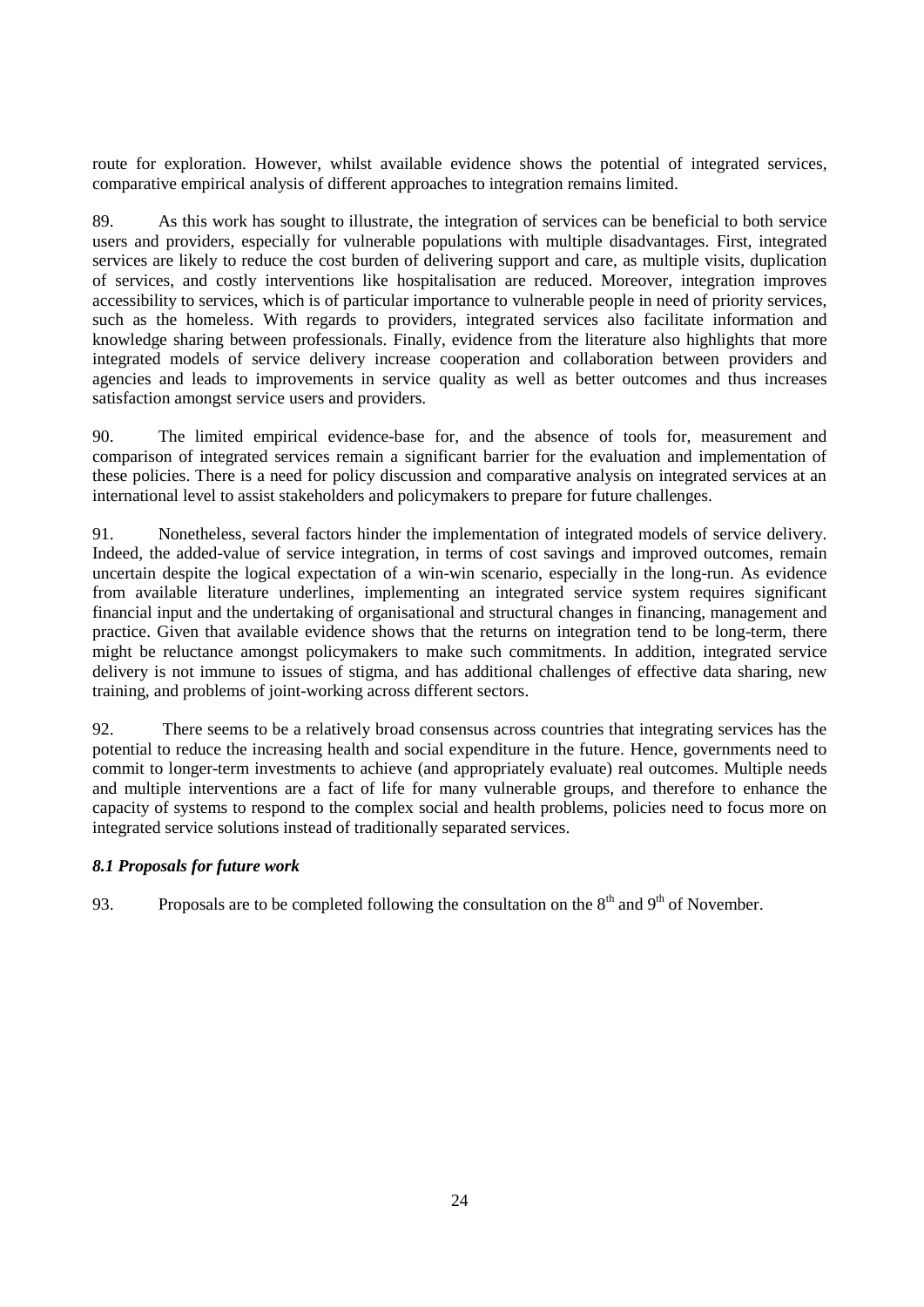route for exploration. However, whilst available evidence shows the potential of integrated services, comparative empirical analysis of different approaches to integration remains limited.

89. As this work has sought to illustrate, the integration of services can be beneficial to both service users and providers, especially for vulnerable populations with multiple disadvantages. First, integrated services are likely to reduce the cost burden of delivering support and care, as multiple visits, duplication of services, and costly interventions like hospitalisation are reduced. Moreover, integration improves accessibility to services, which is of particular importance to vulnerable people in need of priority services, such as the homeless. With regards to providers, integrated services also facilitate information and knowledge sharing between professionals. Finally, evidence from the literature also highlights that more integrated models of service delivery increase cooperation and collaboration between providers and agencies and leads to improvements in service quality as well as better outcomes and thus increases satisfaction amongst service users and providers.

90. The limited empirical evidence-base for, and the absence of tools for, measurement and comparison of integrated services remain a significant barrier for the evaluation and implementation of these policies. There is a need for policy discussion and comparative analysis on integrated services at an international level to assist stakeholders and policymakers to prepare for future challenges.

91. Nonetheless, several factors hinder the implementation of integrated models of service delivery. Indeed, the added-value of service integration, in terms of cost savings and improved outcomes, remain uncertain despite the logical expectation of a win-win scenario, especially in the long-run. As evidence from available literature underlines, implementing an integrated service system requires significant financial input and the undertaking of organisational and structural changes in financing, management and practice. Given that available evidence shows that the returns on integration tend to be long-term, there might be reluctance amongst policymakers to make such commitments. In addition, integrated service delivery is not immune to issues of stigma, and has additional challenges of effective data sharing, new training, and problems of joint-working across different sectors.

92. There seems to be a relatively broad consensus across countries that integrating services has the potential to reduce the increasing health and social expenditure in the future. Hence, governments need to commit to longer-term investments to achieve (and appropriately evaluate) real outcomes. Multiple needs and multiple interventions are a fact of life for many vulnerable groups, and therefore to enhance the capacity of systems to respond to the complex social and health problems, policies need to focus more on integrated service solutions instead of traditionally separated services.

### *8.1 Proposals for future work*

93. Proposals are to be completed following the consultation on the 8th and 9th of November.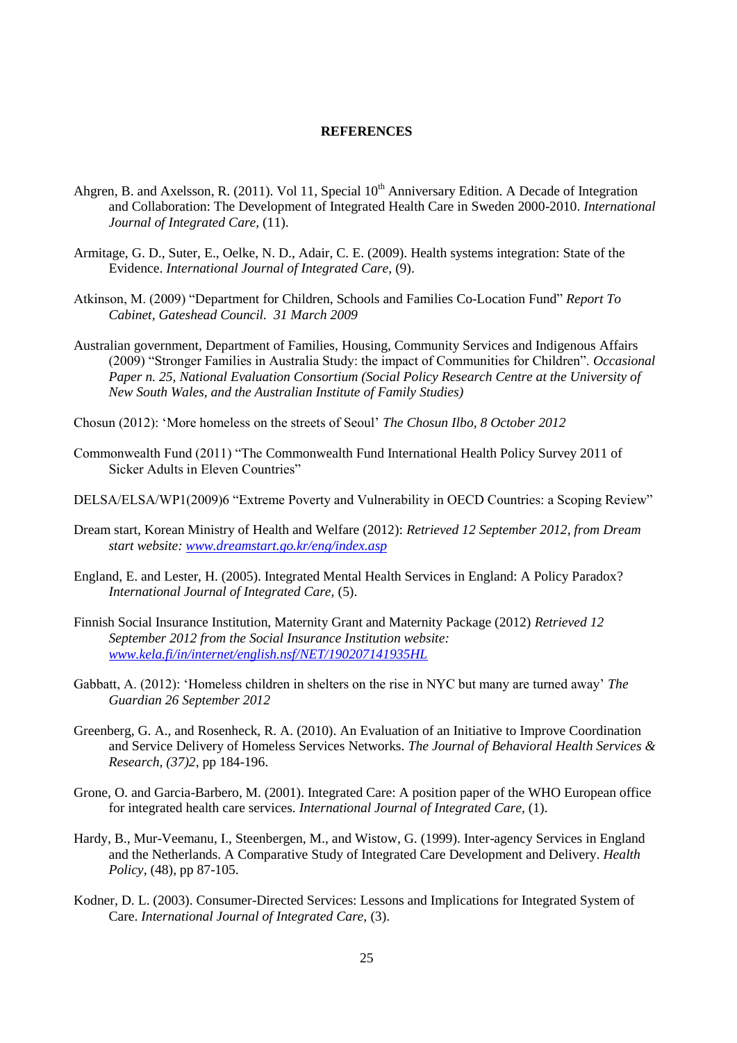# REFERENCES

Ahgren, B. and Axelsson, R. (2011). Vol 11, Special 10th Anniversary Edition. A Decade of Integration and Collaboration: The Development of Integrated Health Care in Sweden 2000-2010. *International Journal of Integrated Care,* (11).

Armitage, G. D., Suter, E., Oelke, N. D., Adair, C. E. (2009). Health systems integration: State of the Evidence. *International Journal of Integrated Care,* (9).

Atkinson, M. (2009) "Department for Children, Schools and Families Co-Location Fund" *Report To Cabinet, Gateshead Council. 31 March 2009*

Australian government, Department of Families, Housing, Community Services and Indigenous Affairs (2009) "Stronger Families in Australia Study: the impact of Communities for Children". *Occasional Paper n. 25, National Evaluation Consortium (Social Policy Research Centre at the University of New South Wales, and the Australian Institute of Family Studies)*

Chosun (2012): 'More homeless on the streets of Seoul' *The Chosun Ilbo, 8 October 2012*

Commonwealth Fund (2011) "The Commonwealth Fund International Health Policy Survey 2011 of Sicker Adults in Eleven Countries"

DELSA/ELSA/WP1(2009)6 "Extreme Poverty and Vulnerability in OECD Countries: a Scoping Review"

Dream start, Korean Ministry of Health and Welfare (2012): *Retrieved 12 September 2012, from Dream start website: www.dreamstart.go.kr/eng/index.asp*

England, E. and Lester, H. (2005). Integrated Mental Health Services in England: A Policy Paradox? *International Journal of Integrated Care,* (5).

Finnish Social Insurance Institution, Maternity Grant and Maternity Package (2012) *Retrieved 12 September 2012 from the Social Insurance Institution website: www.kela.fi/in/internet/english.nsf/NET/190207141935HL*

Gabbatt, A. (2012): 'Homeless children in shelters on the rise in NYC but many are turned away' *The Guardian 26 September 2012*

Greenberg, G. A., and Rosenheck, R. A. (2010). An Evaluation of an Initiative to Improve Coordination and Service Delivery of Homeless Services Networks. *The Journal of Behavioral Health Services & Research, (37)2*, pp 184-196.

Grone, O. and Garcia-Barbero, M. (2001). Integrated Care: A position paper of the WHO European office for integrated health care services. *International Journal of Integrated Care,* (1).

Hardy, B., Mur-Veemanu, I., Steenbergen, M., and Wistow, G. (1999). Inter-agency Services in England and the Netherlands. A Comparative Study of Integrated Care Development and Delivery. *Health Policy,* (48), pp 87-105.

Kodner, D. L. (2003). Consumer-Directed Services: Lessons and Implications for Integrated System of Care. *International Journal of Integrated Care,* (3).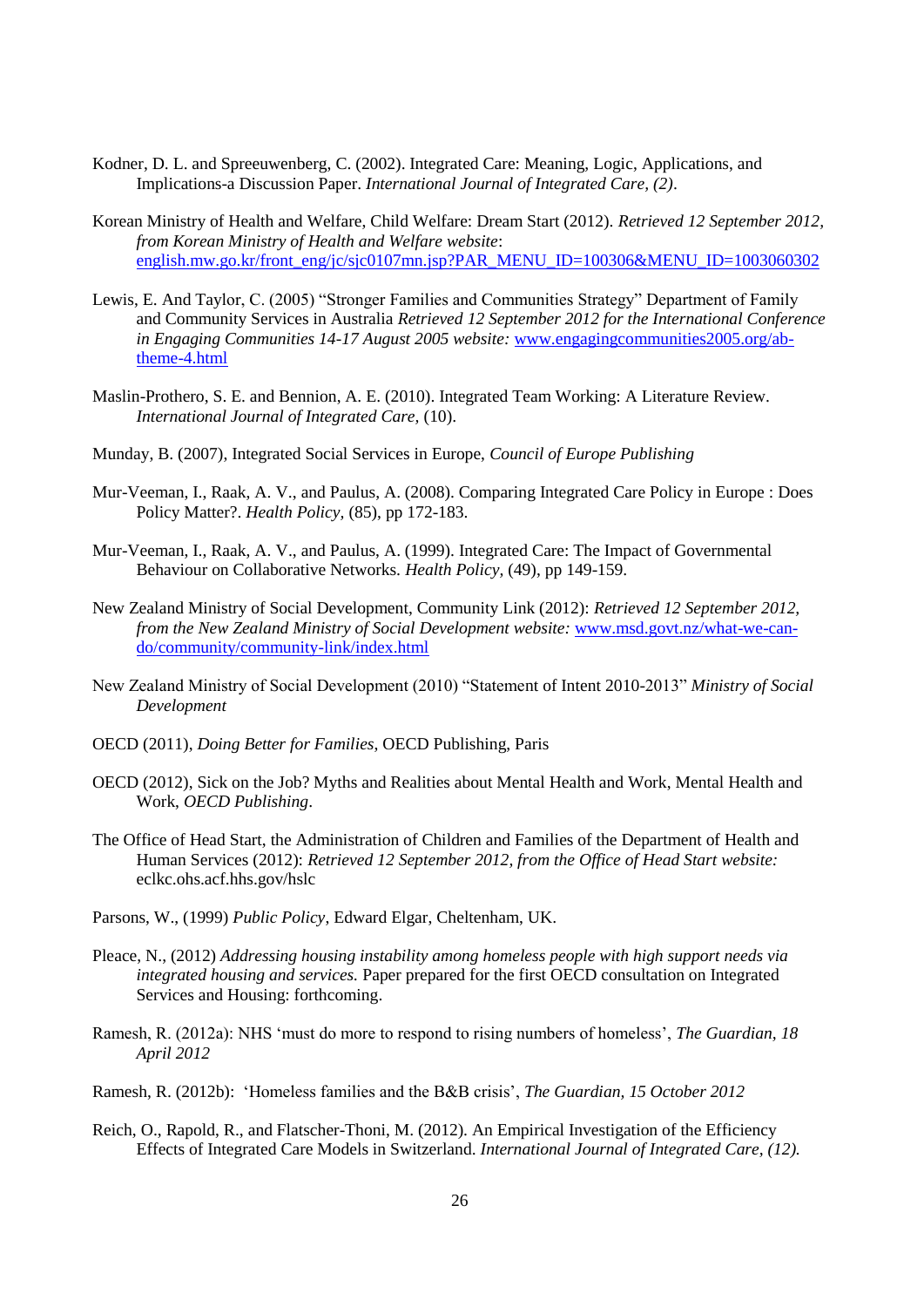Kodner, D. L. and Spreeuwenberg, C. (2002). Integrated Care: Meaning, Logic, Applications, and Implications-a Discussion Paper. *International Journal of Integrated Care, (2)*.

Korean Ministry of Health and Welfare, Child Welfare: Dream Start (2012). *Retrieved 12 September 2012, from Korean Ministry of Health and Welfare website*: english.mw.go.kr/front_eng/jc/sjc0107mn.jsp?PAR_MENU_ID=100306&MENU_ID=1003060302

Lewis, E. And Taylor, C. (2005) "Stronger Families and Communities Strategy" Department of Family and Community Services in Australia *Retrieved 12 September 2012 for the International Conference in Engaging Communities 14-17 August 2005 website:* www.engagingcommunities2005.org/ab-theme-4.html

Maslin-Prothero, S. E. and Bennion, A. E. (2010). Integrated Team Working: A Literature Review. *International Journal of Integrated Care,* (10).

Munday, B. (2007), Integrated Social Services in Europe, *Council of Europe Publishing*

Mur-Veeman, I., Raak, A. V., and Paulus, A. (2008). Comparing Integrated Care Policy in Europe : Does Policy Matter?. *Health Policy,* (85), pp 172-183.

Mur-Veeman, I., Raak, A. V., and Paulus, A. (1999). Integrated Care: The Impact of Governmental Behaviour on Collaborative Networks. *Health Policy,* (49), pp 149-159.

New Zealand Ministry of Social Development, Community Link (2012): *Retrieved 12 September 2012, from the New Zealand Ministry of Social Development website:* www.msd.govt.nz/what-we-can-do/community/community-link/index.html

New Zealand Ministry of Social Development (2010) "Statement of Intent 2010-2013" *Ministry of Social Development*

OECD (2011), *Doing Better for Families*, OECD Publishing, Paris

OECD (2012), Sick on the Job? Myths and Realities about Mental Health and Work, Mental Health and Work, *OECD Publishing*.

The Office of Head Start, the Administration of Children and Families of the Department of Health and Human Services (2012): *Retrieved 12 September 2012, from the Office of Head Start website:* eclkc.ohs.acf.hhs.gov/hslc

Parsons, W., (1999) *Public Policy*, Edward Elgar, Cheltenham, UK.

Pleace, N., (2012) *Addressing housing instability among homeless people with high support needs via integrated housing and services.* Paper prepared for the first OECD consultation on Integrated Services and Housing: forthcoming.

Ramesh, R. (2012a): NHS 'must do more to respond to rising numbers of homeless', *The Guardian, 18 April 2012*

Ramesh, R. (2012b): 'Homeless families and the B&B crisis', *The Guardian, 15 October 2012*

Reich, O., Rapold, R., and Flatscher-Thoni, M. (2012). An Empirical Investigation of the Efficiency Effects of Integrated Care Models in Switzerland. *International Journal of Integrated Care, (12).*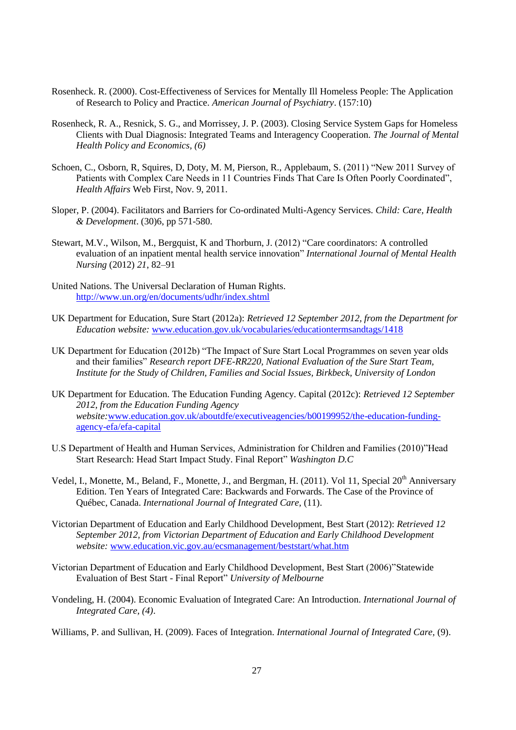Rosenheck. R. (2000). Cost-Effectiveness of Services for Mentally Ill Homeless People: The Application of Research to Policy and Practice. *American Journal of Psychiatry*. (157:10)

Rosenheck, R. A., Resnick, S. G., and Morrissey, J. P. (2003). Closing Service System Gaps for Homeless Clients with Dual Diagnosis: Integrated Teams and Interagency Cooperation. *The Journal of Mental Health Policy and Economics, (6)*

Schoen, C., Osborn, R, Squires, D, Doty, M. M, Pierson, R., Applebaum, S. (2011) "New 2011 Survey of Patients with Complex Care Needs in 11 Countries Finds That Care Is Often Poorly Coordinated", *Health Affairs* Web First, Nov. 9, 2011.

Sloper, P. (2004). Facilitators and Barriers for Co-ordinated Multi-Agency Services. *Child: Care, Health & Development*. (30)6, pp 571-580.

Stewart, M.V., Wilson, M., Bergquist, K and Thorburn, J. (2012) "Care coordinators: A controlled evaluation of an inpatient mental health service innovation" *International Journal of Mental Health Nursing* (2012) *21*, 82–91

United Nations. The Universal Declaration of Human Rights. http://www.un.org/en/documents/udhr/index.shtml

UK Department for Education, Sure Start (2012a): *Retrieved 12 September 2012, from the Department for Education website:* www.education.gov.uk/vocabularies/educationtermsandtags/1418

UK Department for Education (2012b) "The Impact of Sure Start Local Programmes on seven year olds and their families" *Research report DFE-RR220, National Evaluation of the Sure Start Team, Institute for the Study of Children, Families and Social Issues, Birkbeck, University of London*

UK Department for Education. The Education Funding Agency. Capital (2012c): *Retrieved 12 September 2012, from the Education Funding Agency website:*www.education.gov.uk/aboutdfe/executiveagencies/b00199952/the-education-funding-agency-efa/efa-capital

U.S Department of Health and Human Services, Administration for Children and Families (2010)"Head Start Research: Head Start Impact Study. Final Report" *Washington D.C*

Vedel, I., Monette, M., Beland, F., Monette, J., and Bergman, H. (2011). Vol 11, Special 20th Anniversary Edition. Ten Years of Integrated Care: Backwards and Forwards. The Case of the Province of Québec, Canada. *International Journal of Integrated Care,* (11).

Victorian Department of Education and Early Childhood Development, Best Start (2012): *Retrieved 12 September 2012, from Victorian Department of Education and Early Childhood Development website:* www.education.vic.gov.au/ecsmanagement/beststart/what.htm

Victorian Department of Education and Early Childhood Development, Best Start (2006)"Statewide Evaluation of Best Start - Final Report" *University of Melbourne*

Vondeling, H. (2004). Economic Evaluation of Integrated Care: An Introduction. *International Journal of Integrated Care, (4)*.

Williams, P. and Sullivan, H. (2009). Faces of Integration. *International Journal of Integrated Care,* (9).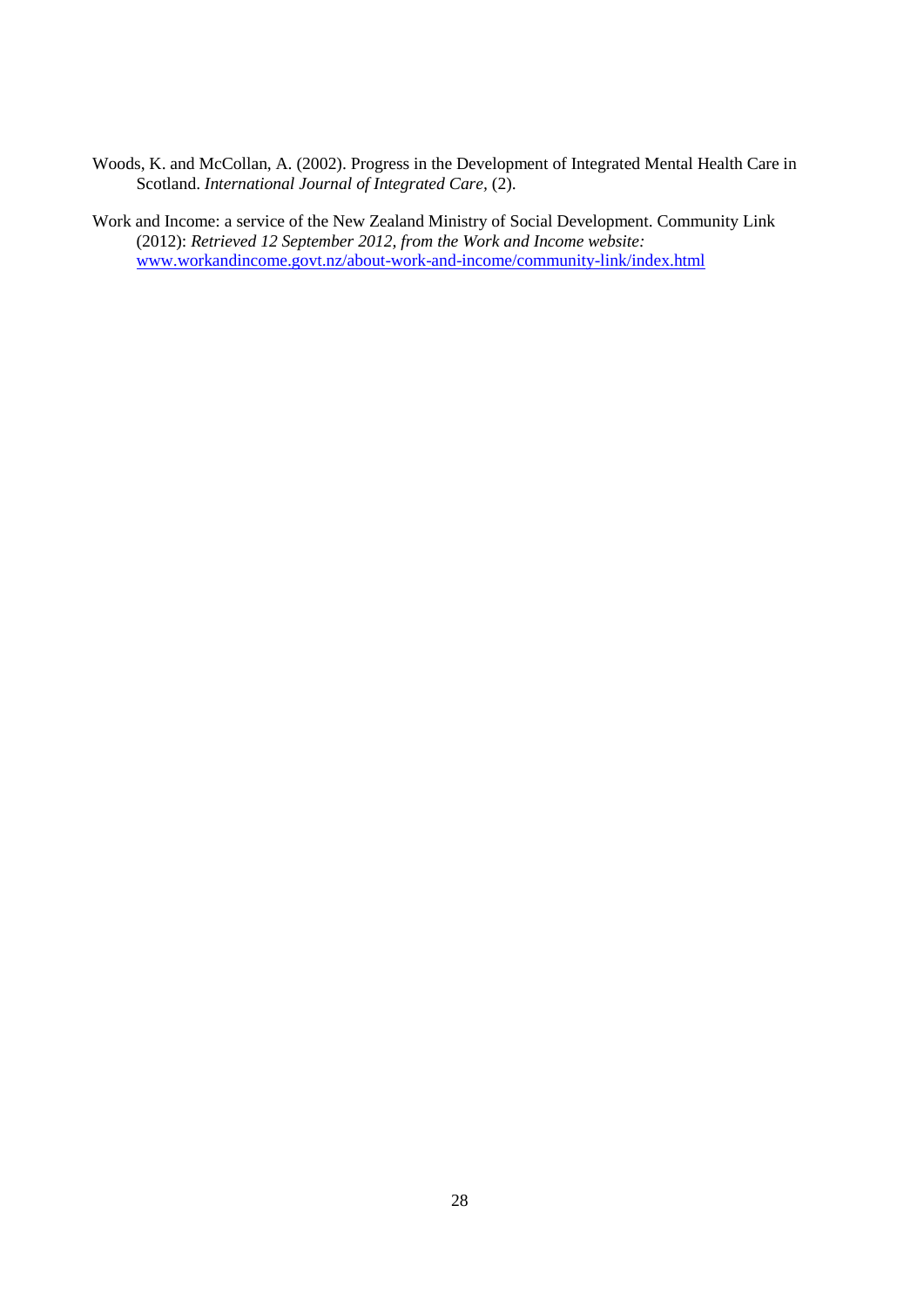Woods, K. and McCollan, A. (2002). Progress in the Development of Integrated Mental Health Care in Scotland. *International Journal of Integrated Care,* (2).

Work and Income: a service of the New Zealand Ministry of Social Development. Community Link (2012): *Retrieved 12 September 2012, from the Work and Income website:* www.workandincome.govt.nz/about-work-and-income/community-link/index.html